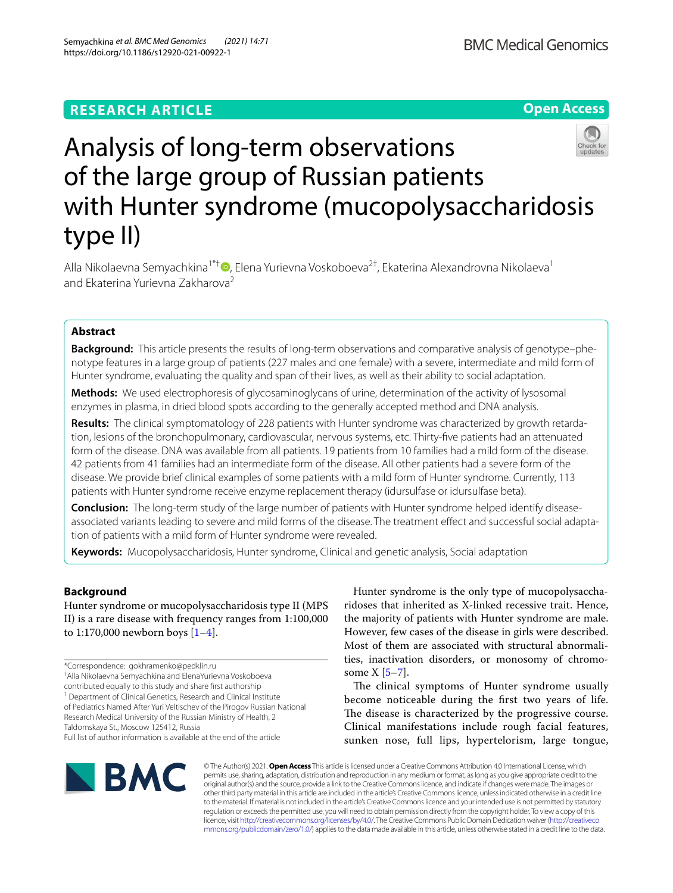RESEARCH ARTICLE

Open Access

# Analysis of long-term observations of the large group of Russian patients with Hunter syndrome (mucopolysaccharidosis type II)

Alla Nikolaevna Semyachkina[1*†], Elena Yurievna Voskoboeva[2†], Ekaterina Alexandrovna Nikolaeva[1] and Ekaterina Yurievna Zakharova[2]

## Abstract

**Background:** This article presents the results of long-term observations and comparative analysis of genotype–phenotype features in a large group of patients (227 males and one female) with a severe, intermediate and mild form of Hunter syndrome, evaluating the quality and span of their lives, as well as their ability to social adaptation.

**Methods:** We used electrophoresis of glycosaminoglycans of urine, determination of the activity of lysosomal enzymes in plasma, in dried blood spots according to the generally accepted method and DNA analysis.

**Results:** The clinical symptomatology of 228 patients with Hunter syndrome was characterized by growth retardation, lesions of the bronchopulmonary, cardiovascular, nervous systems, etc. Thirty-five patients had an attenuated form of the disease. DNA was available from all patients. 19 patients from 10 families had a mild form of the disease. 42 patients from 41 families had an intermediate form of the disease. All other patients had a severe form of the disease. We provide brief clinical examples of some patients with a mild form of Hunter syndrome. Currently, 113 patients with Hunter syndrome receive enzyme replacement therapy (idursulfase or idursulfase beta).

**Conclusion:** The long-term study of the large number of patients with Hunter syndrome helped identify disease-associated variants leading to severe and mild forms of the disease. The treatment effect and successful social adaptation of patients with a mild form of Hunter syndrome were revealed.

**Keywords:** Mucopolysaccharidosis, Hunter syndrome, Clinical and genetic analysis, Social adaptation

## Background

Hunter syndrome or mucopolysaccharidosis type II (MPS II) is a rare disease with frequency ranges from 1:100,000 to 1:170,000 newborn boys [1–4].

Hunter syndrome is the only type of mucopolysaccharidoses that inherited as X-linked recessive trait. Hence, the majority of patients with Hunter syndrome are male. However, few cases of the disease in girls were described. Most of them are associated with structural abnormalities, inactivation disorders, or monosomy of chromosome X [5–7].

The clinical symptoms of Hunter syndrome usually become noticeable during the first two years of life. The disease is characterized by the progressive course. Clinical manifestations include rough facial features, sunken nose, full lips, hypertelorism, large tongue,

*Correspondence: gokhramenko@pedklin.ru

†Alla Nikolaevna Semyachkina and ElenaYurievna Voskoboeva contributed equally to this study and share first authorship

[1] Department of Clinical Genetics, Research and Clinical Institute of Pediatrics Named After Yuri Veltischev of the Pirogov Russian National Research Medical University of the Russian Ministry of Health, 2 Taldomskaya St., Moscow 125412, Russia

Full list of author information is available at the end of the article

© The Author(s) 2021. **Open Access** This article is licensed under a Creative Commons Attribution 4.0 International License, which permits use, sharing, adaptation, distribution and reproduction in any medium or format, as long as you give appropriate credit to the original author(s) and the source, provide a link to the Creative Commons licence, and indicate if changes were made. The images or other third party material in this article are included in the article's Creative Commons licence, unless indicated otherwise in a credit line to the material. If material is not included in the article's Creative Commons licence and your intended use is not permitted by statutory regulation or exceeds the permitted use, you will need to obtain permission directly from the copyright holder. To view a copy of this licence, visit http://creativecommons.org/licenses/by/4.0/. The Creative Commons Public Domain Dedication waiver (http://creativecommons.org/publicdomain/zero/1.0/) applies to the data made available in this article, unless otherwise stated in a credit line to the data.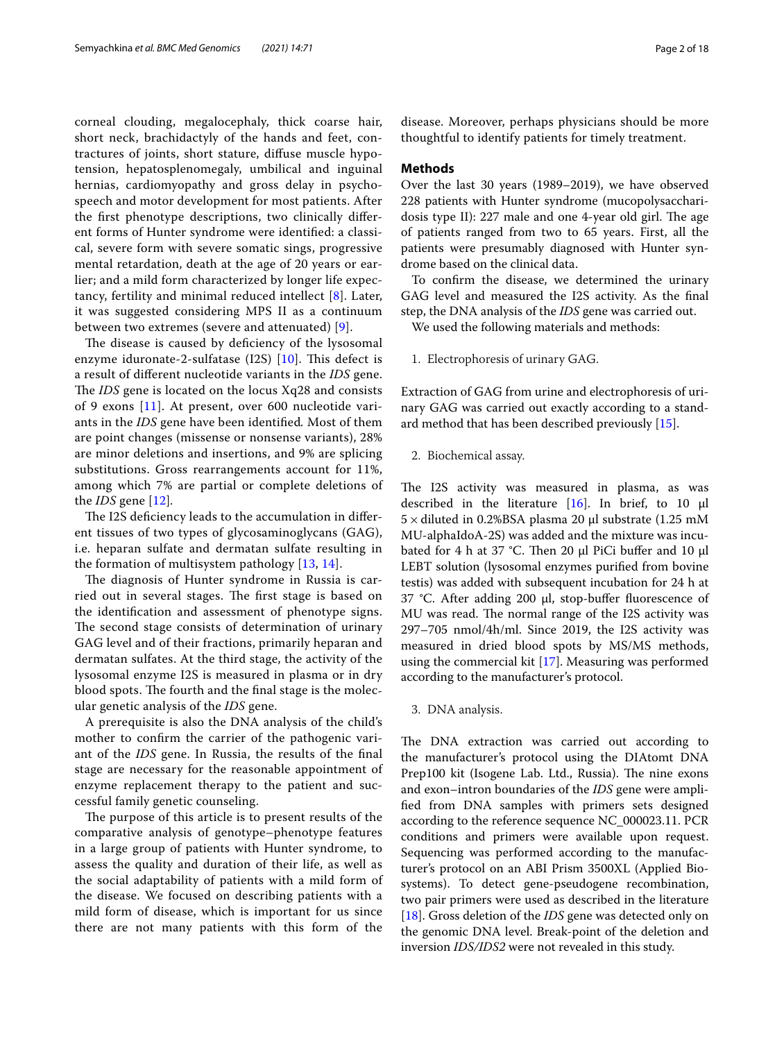corneal clouding, megalocephaly, thick coarse hair, short neck, brachidactyly of the hands and feet, contractures of joints, short stature, diffuse muscle hypotension, hepatosplenomegaly, umbilical and inguinal hernias, cardiomyopathy and gross delay in psychospeech and motor development for most patients. After the first phenotype descriptions, two clinically different forms of Hunter syndrome were identified: a classical, severe form with severe somatic sings, progressive mental retardation, death at the age of 20 years or earlier; and a mild form characterized by longer life expectancy, fertility and minimal reduced intellect [8]. Later, it was suggested considering MPS II as a continuum between two extremes (severe and attenuated) [9].

The disease is caused by deficiency of the lysosomal enzyme iduronate-2-sulfatase (I2S) [10]. This defect is a result of different nucleotide variants in the *IDS* gene. The *IDS* gene is located on the locus Xq28 and consists of 9 exons [11]. At present, over 600 nucleotide variants in the *IDS* gene have been identified. Most of them are point changes (missense or nonsense variants), 28% are minor deletions and insertions, and 9% are splicing substitutions. Gross rearrangements account for 11%, among which 7% are partial or complete deletions of the *IDS* gene [12].

The I2S deficiency leads to the accumulation in different tissues of two types of glycosaminoglycans (GAG), i.e. heparan sulfate and dermatan sulfate resulting in the formation of multisystem pathology [13, 14].

The diagnosis of Hunter syndrome in Russia is carried out in several stages. The first stage is based on the identification and assessment of phenotype signs. The second stage consists of determination of urinary GAG level and of their fractions, primarily heparan and dermatan sulfates. At the third stage, the activity of the lysosomal enzyme I2S is measured in plasma or in dry blood spots. The fourth and the final stage is the molecular genetic analysis of the *IDS* gene.

A prerequisite is also the DNA analysis of the child's mother to confirm the carrier of the pathogenic variant of the *IDS* gene. In Russia, the results of the final stage are necessary for the reasonable appointment of enzyme replacement therapy to the patient and successful family genetic counseling.

The purpose of this article is to present results of the comparative analysis of genotype–phenotype features in a large group of patients with Hunter syndrome, to assess the quality and duration of their life, as well as the social adaptability of patients with a mild form of the disease. We focused on describing patients with a mild form of disease, which is important for us since there are not many patients with this form of the disease. Moreover, perhaps physicians should be more thoughtful to identify patients for timely treatment.

## Methods

Over the last 30 years (1989–2019), we have observed 228 patients with Hunter syndrome (mucopolysaccharidosis type II): 227 male and one 4-year old girl. The age of patients ranged from two to 65 years. First, all the patients were presumably diagnosed with Hunter syndrome based on the clinical data.

To confirm the disease, we determined the urinary GAG level and measured the I2S activity. As the final step, the DNA analysis of the *IDS* gene was carried out.

We used the following materials and methods:

1. Electrophoresis of urinary GAG.

Extraction of GAG from urine and electrophoresis of urinary GAG was carried out exactly according to a standard method that has been described previously [15].

2. Biochemical assay.

The I2S activity was measured in plasma, as was described in the literature [16]. In brief, to 10 μl $5 \times$ diluted in 0.2%BSA plasma 20 μl substrate (1.25 mM MU-alphaIdoA-2S) was added and the mixture was incubated for 4 h at 37 °C. Then 20 μl PiCi buffer and 10 μl LEBT solution (lysosomal enzymes purified from bovine testis) was added with subsequent incubation for 24 h at 37 °C. After adding 200 μl, stop-buffer fluorescence of MU was read. The normal range of the I2S activity was 297–705 nmol/4h/ml. Since 2019, the I2S activity was measured in dried blood spots by MS/MS methods, using the commercial kit [17]. Measuring was performed according to the manufacturer's protocol.

3. DNA analysis.

The DNA extraction was carried out according to the manufacturer's protocol using the DIAtomt DNA Prep100 kit (Isogene Lab. Ltd., Russia). The nine exons and exon–intron boundaries of the *IDS* gene were amplified from DNA samples with primers sets designed according to the reference sequence NC_000023.11. PCR conditions and primers were available upon request. Sequencing was performed according to the manufacturer's protocol on an ABI Prism 3500XL (Applied Biosystems). To detect gene-pseudogene recombination, two pair primers were used as described in the literature [18]. Gross deletion of the *IDS* gene was detected only on the genomic DNA level. Break-point of the deletion and inversion *IDS/IDS2* were not revealed in this study.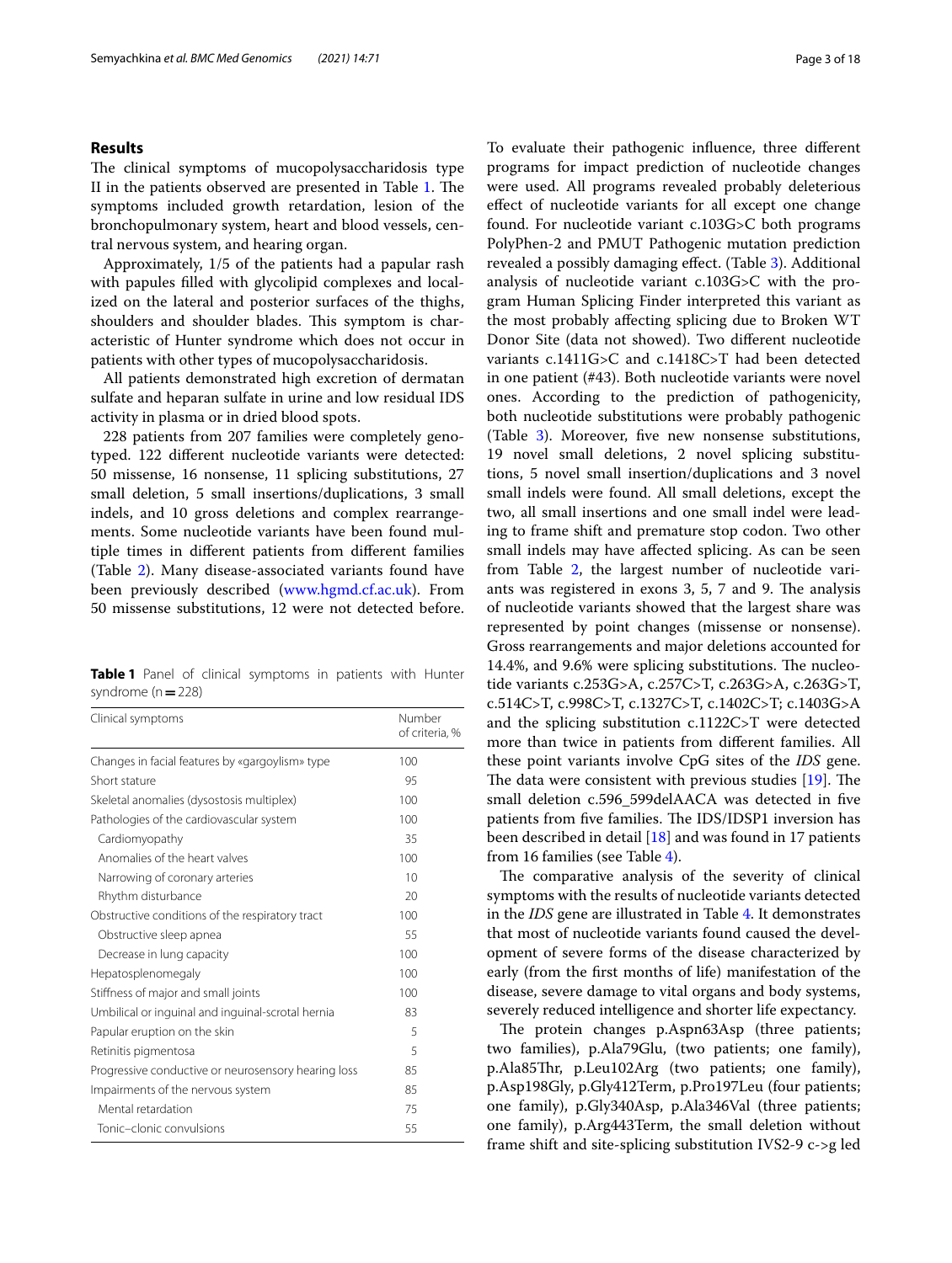## Results

The clinical symptoms of mucopolysaccharidosis type II in the patients observed are presented in Table 1. The symptoms included growth retardation, lesion of the bronchopulmonary system, heart and blood vessels, central nervous system, and hearing organ.

Approximately, 1/5 of the patients had a papular rash with papules filled with glycolipid complexes and localized on the lateral and posterior surfaces of the thighs, shoulders and shoulder blades. This symptom is characteristic of Hunter syndrome which does not occur in patients with other types of mucopolysaccharidosis.

All patients demonstrated high excretion of dermatan sulfate and heparan sulfate in urine and low residual IDS activity in plasma or in dried blood spots.

228 patients from 207 families were completely genotyped. 122 different nucleotide variants were detected: 50 missense, 16 nonsense, 11 splicing substitutions, 27 small deletion, 5 small insertions/duplications, 3 small indels, and 10 gross deletions and complex rearrangements. Some nucleotide variants have been found multiple times in different patients from different families (Table 2). Many disease-associated variants found have been previously described (www.hgmd.cf.ac.uk). From 50 missense substitutions, 12 were not detected before.

**Table 1** Panel of clinical symptoms in patients with Hunter syndrome (n = 228)

| Clinical symptoms | Number of criteria, % |
|---|---|
| Changes in facial features by «gargoylism» type | 100 |
| Short stature | 95 |
| Skeletal anomalies (dysostosis multiplex) | 100 |
| Pathologies of the cardiovascular system | 100 |
| Cardiomyopathy | 35 |
| Anomalies of the heart valves | 100 |
| Narrowing of coronary arteries | 10 |
| Rhythm disturbance | 20 |
| Obstructive conditions of the respiratory tract | 100 |
| Obstructive sleep apnea | 55 |
| Decrease in lung capacity | 100 |
| Hepatosplenomegaly | 100 |
| Stiffness of major and small joints | 100 |
| Umbilical or inguinal and inguinal-scrotal hernia | 83 |
| Papular eruption on the skin | 5 |
| Retinitis pigmentosa | 5 |
| Progressive conductive or neurosensory hearing loss | 85 |
| Impairments of the nervous system | 85 |
| Mental retardation | 75 |
| Tonic–clonic convulsions | 55 |

To evaluate their pathogenic influence, three different programs for impact prediction of nucleotide changes were used. All programs revealed probably deleterious effect of nucleotide variants for all except one change found. For nucleotide variant c.103G>C both programs PolyPhen-2 and PMUT Pathogenic mutation prediction revealed a possibly damaging effect. (Table 3). Additional analysis of nucleotide variant c.103G>C with the program Human Splicing Finder interpreted this variant as the most probably affecting splicing due to Broken WT Donor Site (data not showed). Two different nucleotide variants c.1411G>C and c.1418C>T had been detected in one patient (#43). Both nucleotide variants were novel ones. According to the prediction of pathogenicity, both nucleotide substitutions were probably pathogenic (Table 3). Moreover, five new nonsense substitutions, 19 novel small deletions, 2 novel splicing substitutions, 5 novel small insertion/duplications and 3 novel small indels were found. All small deletions, except the two, all small insertions and one small indel were leading to frame shift and premature stop codon. Two other small indels may have affected splicing. As can be seen from Table 2, the largest number of nucleotide variants was registered in exons 3, 5, 7 and 9. The analysis of nucleotide variants showed that the largest share was represented by point changes (missense or nonsense). Gross rearrangements and major deletions accounted for 14.4%, and 9.6% were splicing substitutions. The nucleotide variants c.253G>A, c.257C>T, c.263G>A, c.263G>T, c.514C>T, c.998C>T, c.1327C>T, c.1402C>T; c.1403G>A and the splicing substitution c.1122C>T were detected more than twice in patients from different families. All these point variants involve CpG sites of the *IDS* gene. The data were consistent with previous studies [19]. The small deletion c.596_599delAACA was detected in five patients from five families. The IDS/IDSP1 inversion has been described in detail [18] and was found in 17 patients from 16 families (see Table 4).

The comparative analysis of the severity of clinical symptoms with the results of nucleotide variants detected in the *IDS* gene are illustrated in Table 4. It demonstrates that most of nucleotide variants found caused the development of severe forms of the disease characterized by early (from the first months of life) manifestation of the disease, severe damage to vital organs and body systems, severely reduced intelligence and shorter life expectancy.

The protein changes p.Aspn63Asp (three patients; two families), p.Ala79Glu, (two patients; one family), p.Ala85Thr, p.Leu102Arg (two patients; one family), p.Asp198Gly, p.Gly412Term, p.Pro197Leu (four patients; one family), p.Gly340Asp, p.Ala346Val (three patients; one family), p.Arg443Term, the small deletion without frame shift and site-splicing substitution IVS2-9 c->g led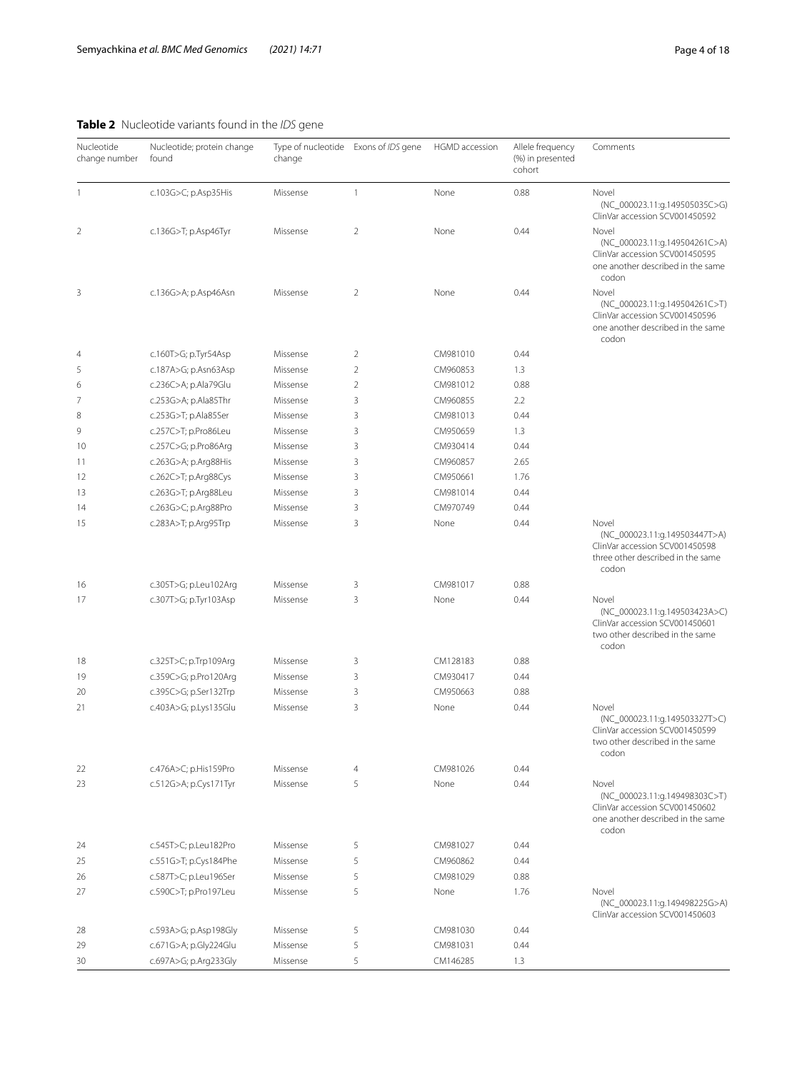**Table 2** Nucleotide variants found in the *IDS* gene

| Nucleotide change number | Nucleotide; protein change found | Type of nucleotide change | Exons of *IDS* gene | HGMD accession | Allele frequency (%) in presented cohort | Comments |
|---|---|---|---|---|---|---|
| 1 | c.103G>C; p.Asp35His | Missense | 1 | None | 0.88 | Novel (NC_000023.11:g.149505035C>G) ClinVar accession SCV001450592 |
| 2 | c.136G>T; p.Asp46Tyr | Missense | 2 | None | 0.44 | Novel (NC_000023.11:g.149504261C>A) ClinVar accession SCV001450595 one another described in the same codon |
| 3 | c.136G>A; p.Asp46Asn | Missense | 2 | None | 0.44 | Novel (NC_000023.11:g.149504261C>T) ClinVar accession SCV001450596 one another described in the same codon |
| 4 | c.160T>G; p.Tyr54Asp | Missense | 2 | CM981010 | 0.44 | |
| 5 | c.187A>G; p.Asn63Asp | Missense | 2 | CM960853 | 1.3 | |
| 6 | c.236C>A; p.Ala79Glu | Missense | 2 | CM981012 | 0.88 | |
| 7 | c.253G>A; p.Ala85Thr | Missense | 3 | CM960855 | 2.2 | |
| 8 | c.253G>T; p.Ala85Ser | Missense | 3 | CM981013 | 0.44 | |
| 9 | c.257C>T; p.Pro86Leu | Missense | 3 | CM950659 | 1.3 | |
| 10 | c.257C>G; p.Pro86Arg | Missense | 3 | CM930414 | 0.44 | |
| 11 | c.263G>A; p.Arg88His | Missense | 3 | CM960857 | 2.65 | |
| 12 | c.262C>T; p.Arg88Cys | Missense | 3 | CM950661 | 1.76 | |
| 13 | c.263G>T; p.Arg88Leu | Missense | 3 | CM981014 | 0.44 | |
| 14 | c.263G>C; p.Arg88Pro | Missense | 3 | CM970749 | 0.44 | |
| 15 | c.283A>T; p.Arg95Trp | Missense | 3 | None | 0.44 | Novel (NC_000023.11:g.149503447T>A) ClinVar accession SCV001450598 three other described in the same codon |
| 16 | c.305T>G; p.Leu102Arg | Missense | 3 | CM981017 | 0.88 | |
| 17 | c.307T>G; p.Tyr103Asp | Missense | 3 | None | 0.44 | Novel (NC_000023.11:g.149503423A>C) ClinVar accession SCV001450601 two other described in the same codon |
| 18 | c.325T>C; p.Trp109Arg | Missense | 3 | CM128183 | 0.88 | |
| 19 | c.359C>G; p.Pro120Arg | Missense | 3 | CM930417 | 0.44 | |
| 20 | c.395C>G; p.Ser132Trp | Missense | 3 | CM950663 | 0.88 | |
| 21 | c.403A>G; p.Lys135Glu | Missense | 3 | None | 0.44 | Novel (NC_000023.11:g.149503327T>C) ClinVar accession SCV001450599 two other described in the same codon |
| 22 | c.476A>C; p.His159Pro | Missense | 4 | CM981026 | 0.44 | |
| 23 | c.512G>A; p.Cys171Tyr | Missense | 5 | None | 0.44 | Novel (NC_000023.11:g.149498303C>T) ClinVar accession SCV001450602 one another described in the same codon |
| 24 | c.545T>C; p.Leu182Pro | Missense | 5 | CM981027 | 0.44 | |
| 25 | c.551G>T; p.Cys184Phe | Missense | 5 | CM960862 | 0.44 | |
| 26 | c.587T>C; p.Leu196Ser | Missense | 5 | CM981029 | 0.88 | |
| 27 | c.590C>T; p.Pro197Leu | Missense | 5 | None | 1.76 | Novel (NC_000023.11:g.149498225G>A) ClinVar accession SCV001450603 |
| 28 | c.593A>G; p.Asp198Gly | Missense | 5 | CM981030 | 0.44 | |
| 29 | c.671G>A; p.Gly224Glu | Missense | 5 | CM981031 | 0.44 | |
| 30 | c.697A>G; p.Arg233Gly | Missense | 5 | CM146285 | 1.3 | |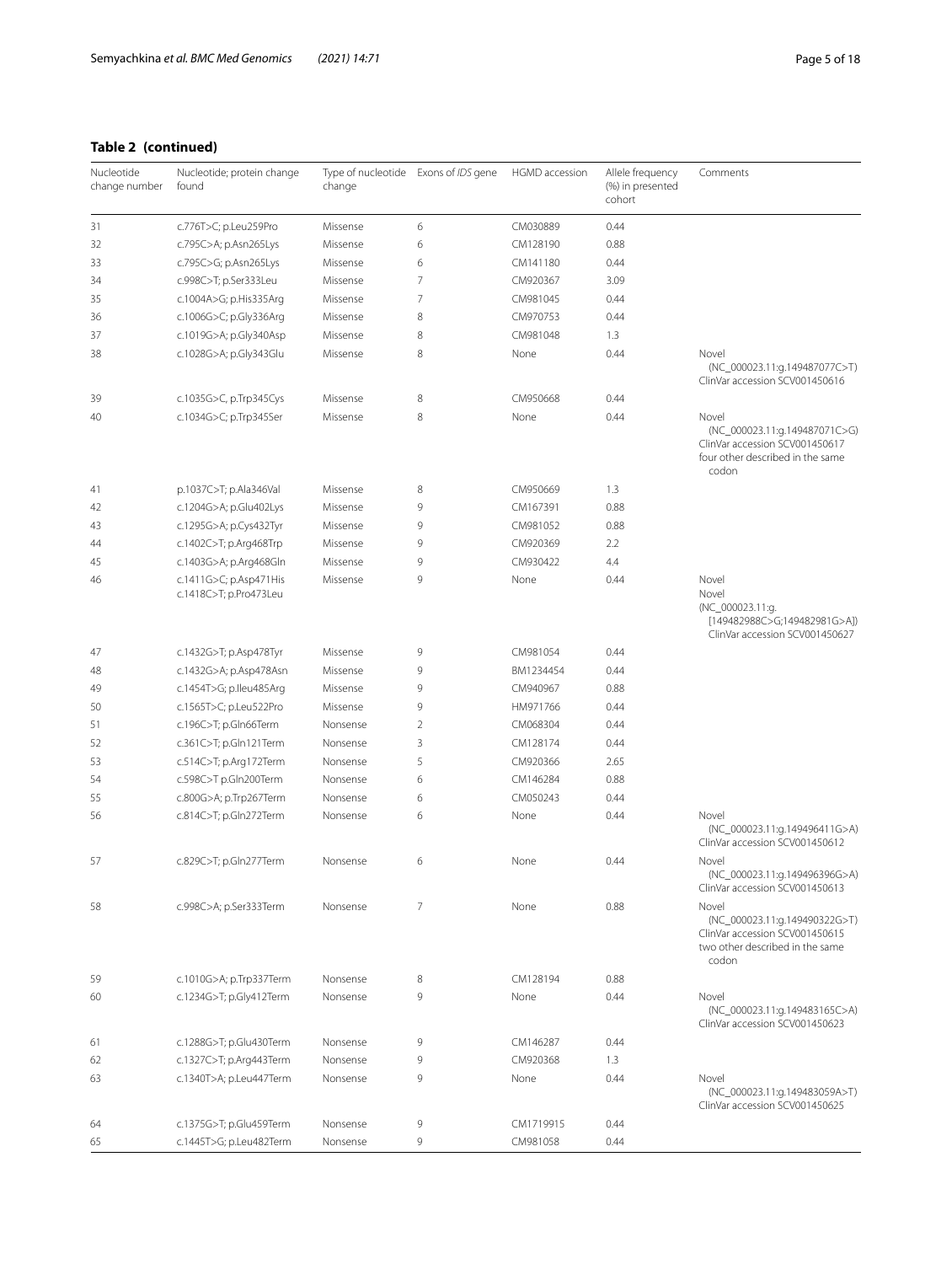**Table 2 (continued)**

| Nucleotide change number | Nucleotide; protein change found | Type of nucleotide change | Exons of *IDS* gene | HGMD accession | Allele frequency (%) in presented cohort | Comments |
|---|---|---|---|---|---|---|
| 31 | c.776T>C; p.Leu259Pro | Missense | 6 | CM030889 | 0.44 | |
| 32 | c.795C>A; p.Asn265Lys | Missense | 6 | CM128190 | 0.88 | |
| 33 | c.795C>G; p.Asn265Lys | Missense | 6 | CM141180 | 0.44 | |
| 34 | c.998C>T; p.Ser333Leu | Missense | 7 | CM920367 | 3.09 | |
| 35 | c.1004A>G; p.His335Arg | Missense | 7 | CM981045 | 0.44 | |
| 36 | c.1006G>C; p.Gly336Arg | Missense | 8 | CM970753 | 0.44 | |
| 37 | c.1019G>A; p.Gly340Asp | Missense | 8 | CM981048 | 1.3 | |
| 38 | c.1028G>A; p.Gly343Glu | Missense | 8 | None | 0.44 | Novel (NC_000023.11:g.149487077C>T) ClinVar accession SCV001450616 |
| 39 | c.1035G>C, p.Trp345Cys | Missense | 8 | CM950668 | 0.44 | |
| 40 | c.1034G>C; p.Trp345Ser | Missense | 8 | None | 0.44 | Novel (NC_000023.11:g.149487071C>G) ClinVar accession SCV001450617 four other described in the same codon |
| 41 | p.1037C>T; p.Ala346Val | Missense | 8 | CM950669 | 1.3 | |
| 42 | c.1204G>A; p.Glu402Lys | Missense | 9 | CM167391 | 0.88 | |
| 43 | c.1295G>A; p.Cys432Tyr | Missense | 9 | CM981052 | 0.88 | |
| 44 | c.1402C>T; p.Arg468Trp | Missense | 9 | CM920369 | 2.2 | |
| 45 | c.1403G>A; p.Arg468Gln | Missense | 9 | CM930422 | 4.4 | |
| 46 | c.1411G>C; p.Asp471His c.1418C>T; p.Pro473Leu | Missense | 9 | None | 0.44 | Novel Novel (NC_000023.11:g.[149482988C>G;149482981G>A]) ClinVar accession SCV001450627 |
| 47 | c.1432G>T; p.Asp478Tyr | Missense | 9 | CM981054 | 0.44 | |
| 48 | c.1432G>A; p.Asp478Asn | Missense | 9 | BM1234454 | 0.44 | |
| 49 | c.1454T>G; p.Ileu485Arg | Missense | 9 | CM940967 | 0.88 | |
| 50 | c.1565T>C; p.Leu522Pro | Missense | 9 | HM971766 | 0.44 | |
| 51 | c.196C>T; p.Gln66Term | Nonsense | 2 | CM068304 | 0.44 | |
| 52 | c.361C>T; p.Gln121Term | Nonsense | 3 | CM128174 | 0.44 | |
| 53 | c.514C>T; p.Arg172Term | Nonsense | 5 | CM920366 | 2.65 | |
| 54 | c.598C>T p.Gln200Term | Nonsense | 6 | CM146284 | 0.88 | |
| 55 | c.800G>A; p.Trp267Term | Nonsense | 6 | CM050243 | 0.44 | |
| 56 | c.814C>T; p.Gln272Term | Nonsense | 6 | None | 0.44 | Novel (NC_000023.11:g.149496411G>A) ClinVar accession SCV001450612 |
| 57 | c.829C>T; p.Gln277Term | Nonsense | 6 | None | 0.44 | Novel (NC_000023.11:g.149496396G>A) ClinVar accession SCV001450613 |
| 58 | c.998C>A; p.Ser333Term | Nonsense | 7 | None | 0.88 | Novel (NC_000023.11:g.149490322G>T) ClinVar accession SCV001450615 two other described in the same codon |
| 59 | c.1010G>A; p.Trp337Term | Nonsense | 8 | CM128194 | 0.88 | |
| 60 | c.1234G>T; p.Gly412Term | Nonsense | 9 | None | 0.44 | Novel (NC_000023.11:g.149483165C>A) ClinVar accession SCV001450623 |
| 61 | c.1288G>T; p.Glu430Term | Nonsense | 9 | CM146287 | 0.44 | |
| 62 | c.1327C>T; p.Arg443Term | Nonsense | 9 | CM920368 | 1.3 | |
| 63 | c.1340T>A; p.Leu447Term | Nonsense | 9 | None | 0.44 | Novel (NC_000023.11:g.149483059A>T) ClinVar accession SCV001450625 |
| 64 | c.1375G>T; p.Glu459Term | Nonsense | 9 | CM1719915 | 0.44 | |
| 65 | c.1445T>G; p.Leu482Term | Nonsense | 9 | CM981058 | 0.44 | |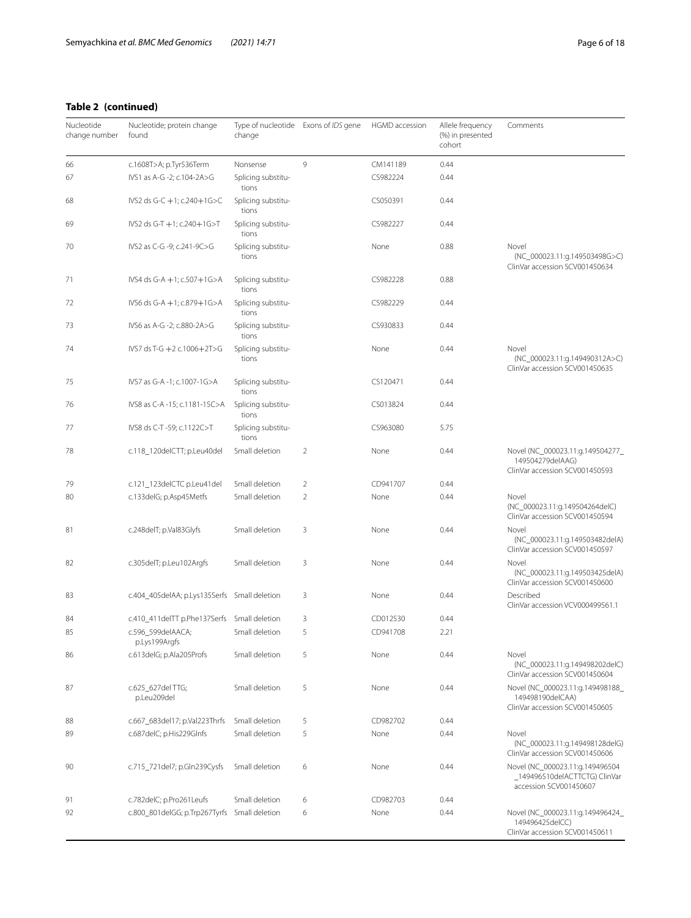**Table 2 (continued)**

| Nucleotide change number | Nucleotide; protein change found | Type of nucleotide change | Exons of *IDS* gene | HGMD accession | Allele frequency (%) in presented cohort | Comments |
|---|---|---|---|---|---|---|
| 66 | c.1608T>A; p.Tyr536Term | Nonsense | 9 | CM141189 | 0.44 | |
| 67 | IVS1 as A-G -2; c.104-2A>G | Splicing substitutions | | CS982224 | 0.44 | |
| 68 | IVS2 ds G-C +1; c.240+1G>C | Splicing substitutions | | CS050391 | 0.44 | |
| 69 | IVS2 ds G-T +1; c.240+1G>T | Splicing substitutions | | CS982227 | 0.44 | |
| 70 | IVS2 as C-G -9; c.241-9C>G | Splicing substitutions | | None | 0.88 | Novel (NC_000023.11:g.149503498G>C) ClinVar accession SCV001450634 |
| 71 | IVS4 ds G-A +1; c.507+1G>A | Splicing substitutions | | CS982228 | 0.88 | |
| 72 | IVS6 ds G-A +1; c.879+1G>A | Splicing substitutions | | CS982229 | 0.44 | |
| 73 | IVS6 as A-G -2; c.880-2A>G | Splicing substitutions | | CS930833 | 0.44 | |
| 74 | IVS7 ds T-G +2 c.1006+2T>G | Splicing substitutions | | None | 0.44 | Novel (NC_000023.11:g.149490312A>C) ClinVar accession SCV001450635 |
| 75 | IVS7 as G-A -1; c.1007-1G>A | Splicing substitutions | | CS120471 | 0.44 | |
| 76 | IVS8 as C-A -15; c.1181-15C>A | Splicing substitutions | | CS013824 | 0.44 | |
| 77 | IVS8 ds C-T -59; c.1122C>T | Splicing substitutions | | CS963080 | 5.75 | |
| 78 | c.118_120delCTT; p.Leu40del | Small deletion | 2 | None | 0.44 | Novel (NC_000023.11:g.149504277_149504279delAAG) ClinVar accession SCV001450593 |
| 79 | c.121_123delCTC p.Leu41del | Small deletion | 2 | CD941707 | 0.44 | |
| 80 | c.133delG; p.Asp45Metfs | Small deletion | 2 | None | 0.44 | Novel (NC_000023.11:g.149504264delC) ClinVar accession SCV001450594 |
| 81 | c.248delT; p.Val83Glyfs | Small deletion | 3 | None | 0.44 | Novel (NC_000023.11:g.149503482delA) ClinVar accession SCV001450597 |
| 82 | c.305delT; p.Leu102Argfs | Small deletion | 3 | None | 0.44 | Novel (NC_000023.11:g.149503425delA) ClinVar accession SCV001450600 |
| 83 | c.404_405delAA; p.Lys135Serfs | Small deletion | 3 | None | 0.44 | Described ClinVar accession VCV000499561.1 |
| 84 | c.410_411delTT p.Phe137Serfs | Small deletion | 3 | CD012530 | 0.44 | |
| 85 | c.596_599delAACA; p.Lys199Argfs | Small deletion | 5 | CD941708 | 2.21 | |
| 86 | c.613delG; p.Ala205Profs | Small deletion | 5 | None | 0.44 | Novel (NC_000023.11:g.149498202delC) ClinVar accession SCV001450604 |
| 87 | c.625_627del TTG; p.Leu209del | Small deletion | 5 | None | 0.44 | Novel (NC_000023.11:g.149498188_149498190delCAA) ClinVar accession SCV001450605 |
| 88 | c.667_683del17; p.Val223Thrfs | Small deletion | 5 | CD982702 | 0.44 | |
| 89 | c.687delC; p.His229Glnfs | Small deletion | 5 | None | 0.44 | Novel (NC_000023.11:g.149498128delG) ClinVar accession SCV001450606 |
| 90 | c.715_721del7; p.Gln239Cysfs | Small deletion | 6 | None | 0.44 | Novel (NC_000023.11:g.149496504_149496510delACTTCTG) ClinVar accession SCV001450607 |
| 91 | c.782delC; p.Pro261Leufs | Small deletion | 6 | CD982703 | 0.44 | |
| 92 | c.800_801delGG; p.Trp267Tyrfs | Small deletion | 6 | None | 0.44 | Novel (NC_000023.11:g.149496424_149496425delCC) ClinVar accession SCV001450611 |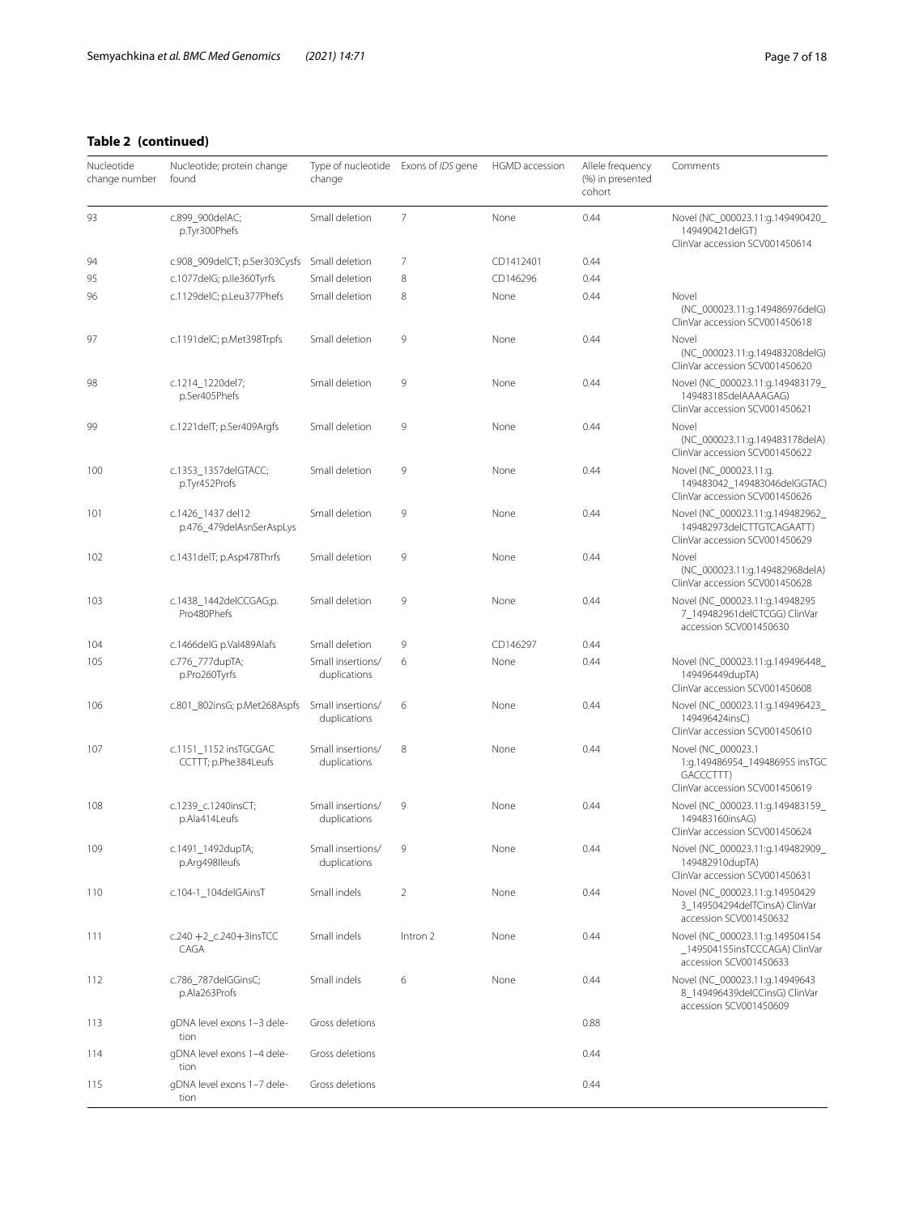**Table 2 (continued)**

| Nucleotide change number | Nucleotide; protein change found | Type of nucleotide change | Exons of *IDS* gene | HGMD accession | Allele frequency (%) in presented cohort | Comments |
|---|---|---|---|---|---|---|
| 93 | c.899_900delAC; p.Tyr300Phefs | Small deletion | 7 | None | 0.44 | Novel (NC_000023.11:g.149490420_149490421delGT) ClinVar accession SCV001450614 |
| 94 | c.908_909delCT; p.Ser303Cysfs | Small deletion | 7 | CD1412401 | 0.44 | |
| 95 | c.1077delG; p.Ile360Tyrfs | Small deletion | 8 | CD146296 | 0.44 | |
| 96 | c.1129delC; p.Leu377Phefs | Small deletion | 8 | None | 0.44 | Novel (NC_000023.11:g.149486976delG) ClinVar accession SCV001450618 |
| 97 | c.1191delC; p.Met398Trpfs | Small deletion | 9 | None | 0.44 | Novel (NC_000023.11:g.149483208delG) ClinVar accession SCV001450620 |
| 98 | c.1214_1220del7; p.Ser405Phefs | Small deletion | 9 | None | 0.44 | Novel (NC_000023.11:g.149483179_149483185delAAAAGAG) ClinVar accession SCV001450621 |
| 99 | c.1221delT; p.Ser409Argfs | Small deletion | 9 | None | 0.44 | Novel (NC_000023.11:g.149483178delA) ClinVar accession SCV001450622 |
| 100 | c.1353_1357delGTACC; p.Tyr452Profs | Small deletion | 9 | None | 0.44 | Novel (NC_000023.11:g.149483042_149483046delGGTAC) ClinVar accession SCV001450626 |
| 101 | c.1426_1437 del12 p.476_479delAsnSerAspLys | Small deletion | 9 | None | 0.44 | Novel (NC_000023.11:g.149482962_149482973delCTTGTCAGAATT) ClinVar accession SCV001450629 |
| 102 | c.1431delT; p.Asp478Thrfs | Small deletion | 9 | None | 0.44 | Novel (NC_000023.11:g.149482968delA) ClinVar accession SCV001450628 |
| 103 | c.1438_1442delCCGAG;p.Pro480Phefs | Small deletion | 9 | None | 0.44 | Novel (NC_000023.11:g.149482957_149482961delCTCGG) ClinVar accession SCV001450630 |
| 104 | c.1466delG p.Val489Alafs | Small deletion | 9 | CD146297 | 0.44 | |
| 105 | c.776_777dupTA; p.Pro260Tyrfs | Small insertions/duplications | 6 | None | 0.44 | Novel (NC_000023.11:g.149496448_149496449dupTA) ClinVar accession SCV001450608 |
| 106 | c.801_802insG; p.Met268Aspfs | Small insertions/duplications | 6 | None | 0.44 | Novel (NC_000023.11:g.149496423_149496424insC) ClinVar accession SCV001450610 |
| 107 | c.1151_1152 insTGCGACCCTTT; p.Phe384Leufs | Small insertions/duplications | 8 | None | 0.44 | Novel (NC_000023.11:g.149486954_149486955 insTGCGACCCTTT) ClinVar accession SCV001450619 |
| 108 | c.1239_c.1240insCT; p.Ala414Leufs | Small insertions/duplications | 9 | None | 0.44 | Novel (NC_000023.11:g.149483159_149483160insAG) ClinVar accession SCV001450624 |
| 109 | c.1491_1492dupTA; p.Arg498Ileufs | Small insertions/duplications | 9 | None | 0.44 | Novel (NC_000023.11:g.149482909_149482910dupTA) ClinVar accession SCV001450631 |
| 110 | c.104-1_104delGAinsT | Small indels | 2 | None | 0.44 | Novel (NC_000023.11:g.149504293_149504294delTCinsA) ClinVar accession SCV001450632 |
| 111 | c.240 +2_c.240+3insTCCCAGA | Small indels | Intron 2 | None | 0.44 | Novel (NC_000023.11:g.149504154_149504155insTCCCAGA) ClinVar accession SCV001450633 |
| 112 | c.786_787delGGinsC; p.Ala263Profs | Small indels | 6 | None | 0.44 | Novel (NC_000023.11:g.149496438_149496439delCCinsG) ClinVar accession SCV001450609 |
| 113 | gDNA level exons 1–3 deletion | Gross deletions | | | 0.88 | |
| 114 | gDNA level exons 1–4 deletion | Gross deletions | | | 0.44 | |
| 115 | gDNA level exons 1–7 deletion | Gross deletions | | | 0.44 | |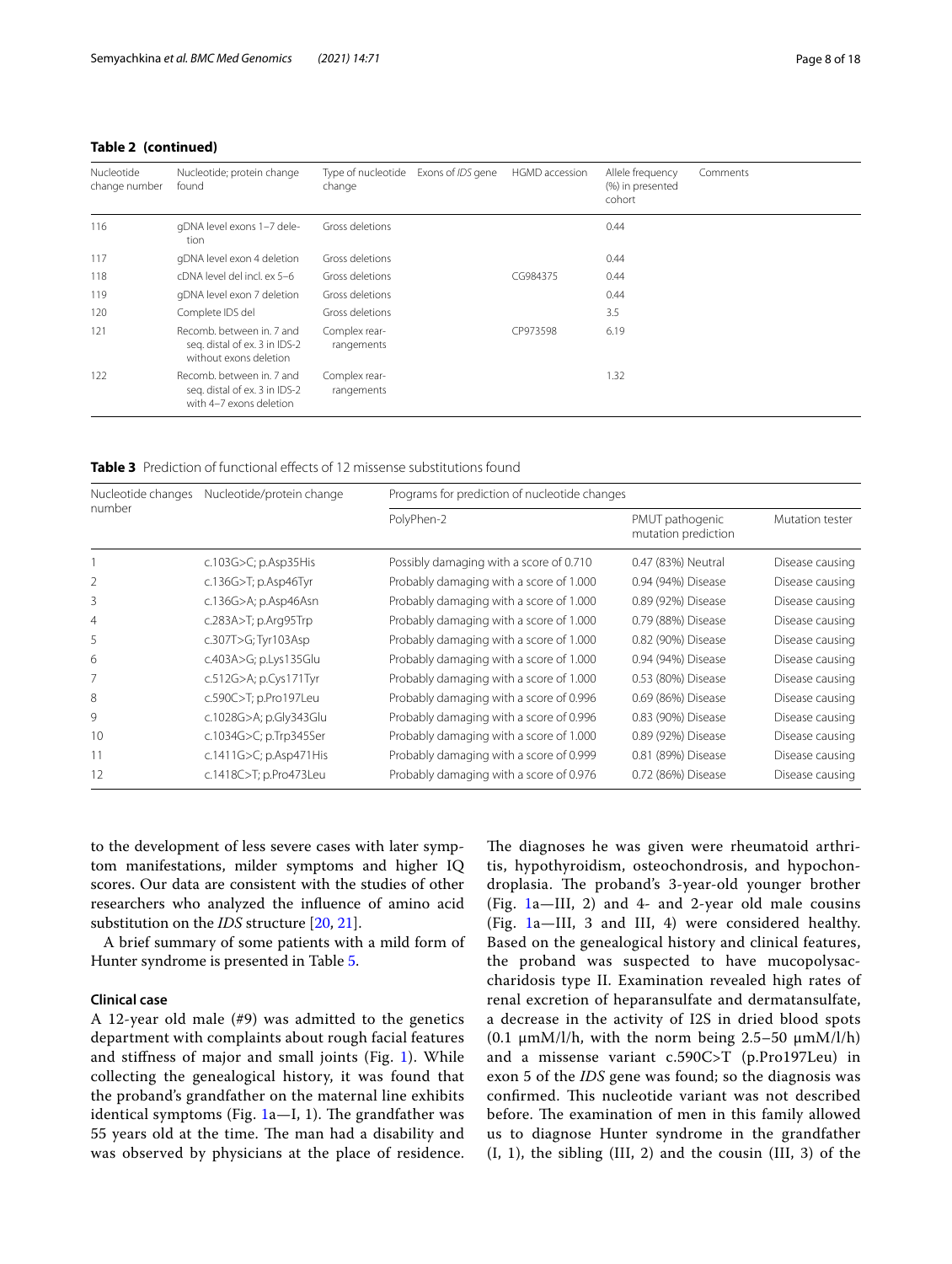**Table 2 (continued)**

| Nucleotide change number | Nucleotide; protein change found | Type of nucleotide change | Exons of *IDS* gene | HGMD accession | Allele frequency (%) in presented cohort | Comments |
|---|---|---|---|---|---|---|
| 116 | gDNA level exons 1–7 deletion | Gross deletions | | | 0.44 | |
| 117 | gDNA level exon 4 deletion | Gross deletions | | | 0.44 | |
| 118 | cDNA level del incl. ex 5–6 | Gross deletions | | CG984375 | 0.44 | |
| 119 | gDNA level exon 7 deletion | Gross deletions | | | 0.44 | |
| 120 | Complete IDS del | Gross deletions | | | 3.5 | |
| 121 | Recomb. between in. 7 and seq. distal of ex. 3 in IDS-2 without exons deletion | Complex rearrangements | | CP973598 | 6.19 | |
| 122 | Recomb. between in. 7 and seq. distal of ex. 3 in IDS-2 with 4–7 exons deletion | Complex rearrangements | | | 1.32 | |

**Table 3** Prediction of functional effects of 12 missense substitutions found

| Nucleotide changes number | Nucleotide/protein change | Programs for prediction of nucleotide changes | | |
|---|---|---|---|---|
| | | PolyPhen-2 | PMUT pathogenic mutation prediction | Mutation tester |
| 1 | c.103G>C; p.Asp35His | Possibly damaging with a score of 0.710 | 0.47 (83%) Neutral | Disease causing |
| 2 | c.136G>T; p.Asp46Tyr | Probably damaging with a score of 1.000 | 0.94 (94%) Disease | Disease causing |
| 3 | c.136G>A; p.Asp46Asn | Probably damaging with a score of 1.000 | 0.89 (92%) Disease | Disease causing |
| 4 | c.283A>T; p.Arg95Trp | Probably damaging with a score of 1.000 | 0.79 (88%) Disease | Disease causing |
| 5 | c.307T>G; Tyr103Asp | Probably damaging with a score of 1.000 | 0.82 (90%) Disease | Disease causing |
| 6 | c.403A>G; p.Lys135Glu | Probably damaging with a score of 1.000 | 0.94 (94%) Disease | Disease causing |
| 7 | c.512G>A; p.Cys171Tyr | Probably damaging with a score of 1.000 | 0.53 (80%) Disease | Disease causing |
| 8 | c.590C>T; p.Pro197Leu | Probably damaging with a score of 0.996 | 0.69 (86%) Disease | Disease causing |
| 9 | c.1028G>A; p.Gly343Glu | Probably damaging with a score of 0.996 | 0.83 (90%) Disease | Disease causing |
| 10 | c.1034G>C; p.Trp345Ser | Probably damaging with a score of 1.000 | 0.89 (92%) Disease | Disease causing |
| 11 | c.1411G>C; p.Asp471His | Probably damaging with a score of 0.999 | 0.81 (89%) Disease | Disease causing |
| 12 | c.1418C>T; p.Pro473Leu | Probably damaging with a score of 0.976 | 0.72 (86%) Disease | Disease causing |

to the development of less severe cases with later symptom manifestations, milder symptoms and higher IQ scores. Our data are consistent with the studies of other researchers who analyzed the influence of amino acid substitution on the *IDS* structure [20, 21].

A brief summary of some patients with a mild form of Hunter syndrome is presented in Table 5.

### Clinical case

A 12-year old male (#9) was admitted to the genetics department with complaints about rough facial features and stiffness of major and small joints (Fig. 1). While collecting the genealogical history, it was found that the proband's grandfather on the maternal line exhibits identical symptoms (Fig. 1a—I, 1). The grandfather was 55 years old at the time. The man had a disability and was observed by physicians at the place of residence. The diagnoses he was given were rheumatoid arthritis, hypothyroidism, osteochondrosis, and hypochondroplasia. The proband's 3-year-old younger brother (Fig. 1a—III, 2) and 4- and 2-year old male cousins (Fig. 1a—III, 3 and III, 4) were considered healthy. Based on the genealogical history and clinical features, the proband was suspected to have mucopolysaccharidosis type II. Examination revealed high rates of renal excretion of heparansulfate and dermatansulfate, a decrease in the activity of I2S in dried blood spots (0.1 μmM/l/h, with the norm being 2.5–50 μmM/l/h) and a missense variant c.590C>T (p.Pro197Leu) in exon 5 of the *IDS* gene was found; so the diagnosis was confirmed. This nucleotide variant was not described before. The examination of men in this family allowed us to diagnose Hunter syndrome in the grandfather (I, 1), the sibling (III, 2) and the cousin (III, 3) of the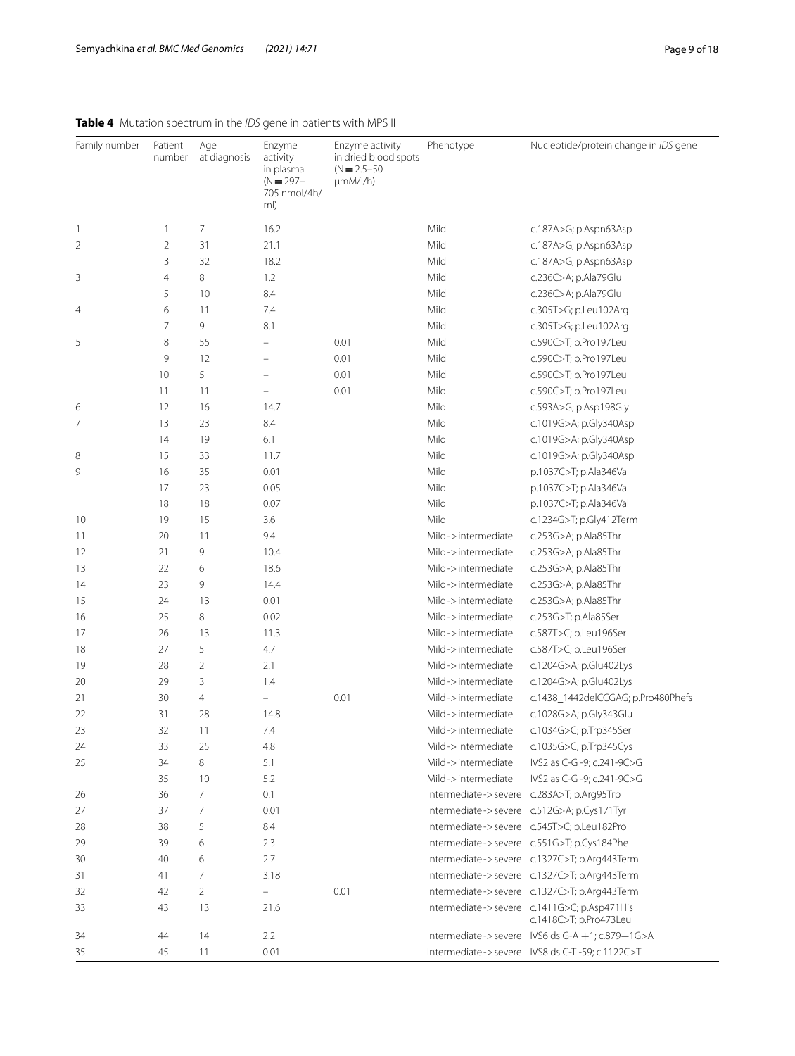**Table 4** Mutation spectrum in the *IDS* gene in patients with MPS II

| Family number | Patient number | Age at diagnosis | Enzyme activity in plasma (N = 297–705 nmol/4h/ml) | Enzyme activity in dried blood spots (N = 2.5–50 µmM/l/h) | Phenotype | Nucleotide/protein change in *IDS* gene |
|---|---|---|---|---|---|---|
| 1 | 1 | 7 | 16.2 | | Mild | c.187A>G; p.Aspn63Asp |
| 2 | 2 | 31 | 21.1 | | Mild | c.187A>G; p.Aspn63Asp |
| | 3 | 32 | 18.2 | | Mild | c.187A>G; p.Aspn63Asp |
| 3 | 4 | 8 | 1.2 | | Mild | c.236C>A; p.Ala79Glu |
| | 5 | 10 | 8.4 | | Mild | c.236C>A; p.Ala79Glu |
| 4 | 6 | 11 | 7.4 | | Mild | c.305T>G; p.Leu102Arg |
| | 7 | 9 | 8.1 | | Mild | c.305T>G; p.Leu102Arg |
| 5 | 8 | 55 | – | 0.01 | Mild | c.590C>T; p.Pro197Leu |
| | 9 | 12 | – | 0.01 | Mild | c.590C>T; p.Pro197Leu |
| | 10 | 5 | – | 0.01 | Mild | c.590C>T; p.Pro197Leu |
| | 11 | 11 | – | 0.01 | Mild | c.590C>T; p.Pro197Leu |
| 6 | 12 | 16 | 14.7 | | Mild | c.593A>G; p.Asp198Gly |
| 7 | 13 | 23 | 8.4 | | Mild | c.1019G>A; p.Gly340Asp |
| | 14 | 19 | 6.1 | | Mild | c.1019G>A; p.Gly340Asp |
| 8 | 15 | 33 | 11.7 | | Mild | c.1019G>A; p.Gly340Asp |
| 9 | 16 | 35 | 0.01 | | Mild | p.1037C>T; p.Ala346Val |
| | 17 | 23 | 0.05 | | Mild | p.1037C>T; p.Ala346Val |
| | 18 | 18 | 0.07 | | Mild | p.1037C>T; p.Ala346Val |
| 10 | 19 | 15 | 3.6 | | Mild | c.1234G>T; p.Gly412Term |
| 11 | 20 | 11 | 9.4 | | Mild->intermediate | c.253G>A; p.Ala85Thr |
| 12 | 21 | 9 | 10.4 | | Mild->intermediate | c.253G>A; p.Ala85Thr |
| 13 | 22 | 6 | 18.6 | | Mild->intermediate | c.253G>A; p.Ala85Thr |
| 14 | 23 | 9 | 14.4 | | Mild->intermediate | c.253G>A; p.Ala85Thr |
| 15 | 24 | 13 | 0.01 | | Mild->intermediate | c.253G>A; p.Ala85Thr |
| 16 | 25 | 8 | 0.02 | | Mild->intermediate | c.253G>T; p.Ala85Ser |
| 17 | 26 | 13 | 11.3 | | Mild->intermediate | c.587T>C; p.Leu196Ser |
| 18 | 27 | 5 | 4.7 | | Mild->intermediate | c.587T>C; p.Leu196Ser |
| 19 | 28 | 2 | 2.1 | | Mild->intermediate | c.1204G>A; p.Glu402Lys |
| 20 | 29 | 3 | 1.4 | | Mild->intermediate | c.1204G>A; p.Glu402Lys |
| 21 | 30 | 4 | – | 0.01 | Mild->intermediate | c.1438_1442delCCGAG; p.Pro480Phefs |
| 22 | 31 | 28 | 14.8 | | Mild->intermediate | c.1028G>A; p.Gly343Glu |
| 23 | 32 | 11 | 7.4 | | Mild->intermediate | c.1034G>C; p.Trp345Ser |
| 24 | 33 | 25 | 4.8 | | Mild->intermediate | c.1035G>C, p.Trp345Cys |
| 25 | 34 | 8 | 5.1 | | Mild->intermediate | IVS2 as C-G -9; c.241-9C>G |
| | 35 | 10 | 5.2 | | Mild->intermediate | IVS2 as C-G -9; c.241-9C>G |
| 26 | 36 | 7 | 0.1 | | Intermediate->severe | c.283A>T; p.Arg95Trp |
| 27 | 37 | 7 | 0.01 | | Intermediate->severe | c.512G>A; p.Cys171Tyr |
| 28 | 38 | 5 | 8.4 | | Intermediate->severe | c.545T>C; p.Leu182Pro |
| 29 | 39 | 6 | 2.3 | | Intermediate->severe | c.551G>T; p.Cys184Phe |
| 30 | 40 | 6 | 2.7 | | Intermediate->severe | c.1327C>T; p.Arg443Term |
| 31 | 41 | 7 | 3.18 | | Intermediate->severe | c.1327C>T; p.Arg443Term |
| 32 | 42 | 2 | – | 0.01 | Intermediate->severe | c.1327C>T; p.Arg443Term |
| 33 | 43 | 13 | 21.6 | | Intermediate->severe | c.1411G>C; p.Asp471His c.1418C>T; p.Pro473Leu |
| 34 | 44 | 14 | 2.2 | | Intermediate->severe | IVS6 ds G-A +1; c.879+1G>A |
| 35 | 45 | 11 | 0.01 | | Intermediate->severe | IVS8 ds C-T -59; c.1122C>T |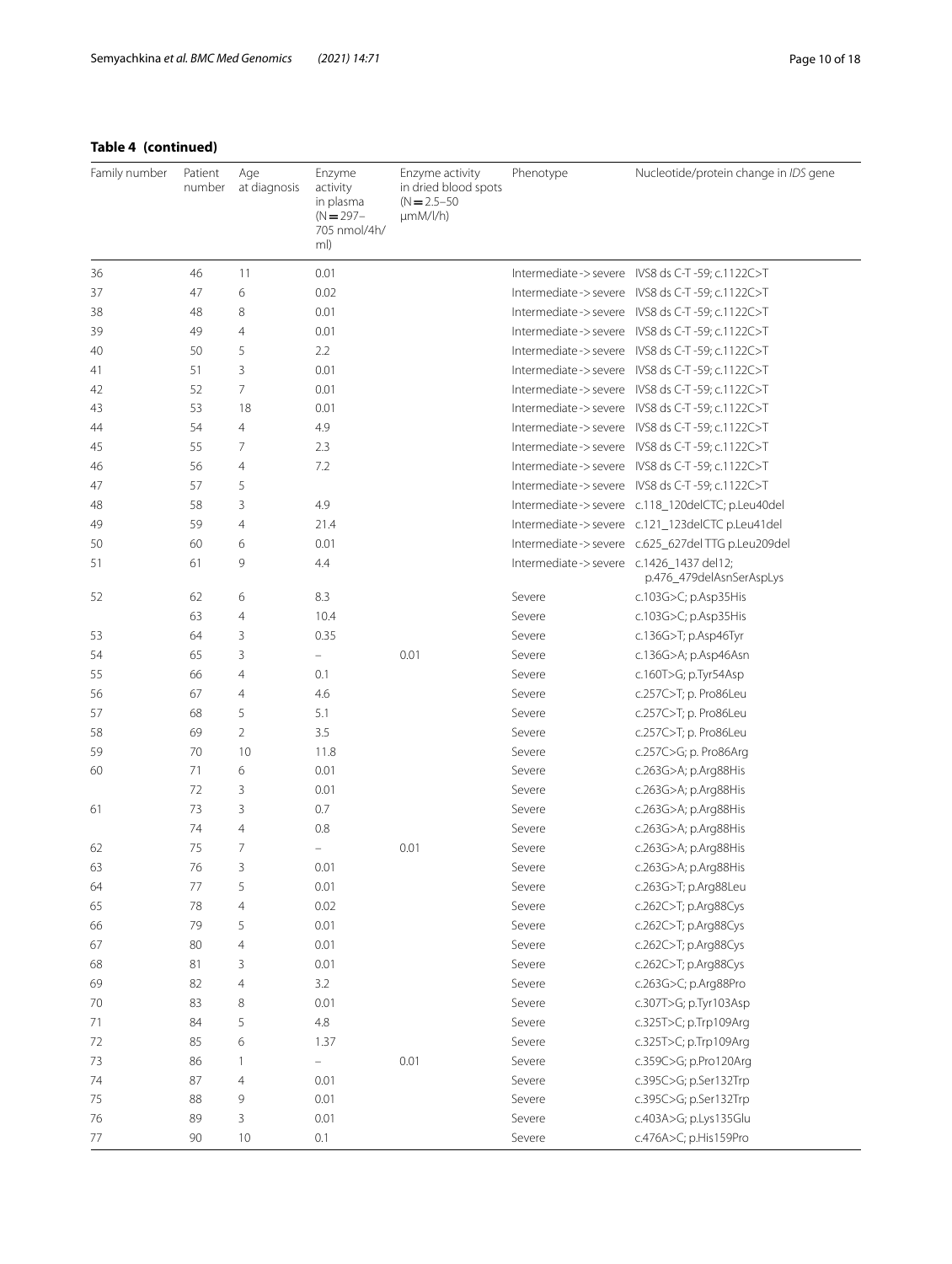**Table 4 (continued)**

| Family number | Patient number | Age at diagnosis | Enzyme activity in plasma (N = 297–705 nmol/4h/ml) | Enzyme activity in dried blood spots (N = 2.5–50 μmM/l/h) | Phenotype | Nucleotide/protein change in *IDS* gene |
|---|---|---|---|---|---|---|
| 36 | 46 | 11 | 0.01 | | Intermediate -> severe | IVS8 ds C-T -59; c.1122C>T |
| 37 | 47 | 6 | 0.02 | | Intermediate -> severe | IVS8 ds C-T -59; c.1122C>T |
| 38 | 48 | 8 | 0.01 | | Intermediate -> severe | IVS8 ds C-T -59; c.1122C>T |
| 39 | 49 | 4 | 0.01 | | Intermediate -> severe | IVS8 ds C-T -59; c.1122C>T |
| 40 | 50 | 5 | 2.2 | | Intermediate -> severe | IVS8 ds C-T -59; c.1122C>T |
| 41 | 51 | 3 | 0.01 | | Intermediate -> severe | IVS8 ds C-T -59; c.1122C>T |
| 42 | 52 | 7 | 0.01 | | Intermediate -> severe | IVS8 ds C-T -59; c.1122C>T |
| 43 | 53 | 18 | 0.01 | | Intermediate -> severe | IVS8 ds C-T -59; c.1122C>T |
| 44 | 54 | 4 | 4.9 | | Intermediate -> severe | IVS8 ds C-T -59; c.1122C>T |
| 45 | 55 | 7 | 2.3 | | Intermediate -> severe | IVS8 ds C-T -59; c.1122C>T |
| 46 | 56 | 4 | 7.2 | | Intermediate -> severe | IVS8 ds C-T -59; c.1122C>T |
| 47 | 57 | 5 | | | Intermediate -> severe | IVS8 ds C-T -59; c.1122C>T |
| 48 | 58 | 3 | 4.9 | | Intermediate -> severe | c.118_120delCTC; p.Leu40del |
| 49 | 59 | 4 | 21.4 | | Intermediate -> severe | c.121_123delCTC p.Leu41del |
| 50 | 60 | 6 | 0.01 | | Intermediate -> severe | c.625_627del TTG p.Leu209del |
| 51 | 61 | 9 | 4.4 | | Intermediate -> severe | c.1426_1437 del12; p.476_479delAsnSerAspLys |
| 52 | 62 | 6 | 8.3 | | Severe | c.103G>C; p.Asp35His |
| | 63 | 4 | 10.4 | | Severe | c.103G>C; p.Asp35His |
| 53 | 64 | 3 | 0.35 | | Severe | c.136G>T; p.Asp46Tyr |
| 54 | 65 | 3 | – | 0.01 | Severe | c.136G>A; p.Asp46Asn |
| 55 | 66 | 4 | 0.1 | | Severe | c.160T>G; p.Tyr54Asp |
| 56 | 67 | 4 | 4.6 | | Severe | c.257C>T; p. Pro86Leu |
| 57 | 68 | 5 | 5.1 | | Severe | c.257C>T; p. Pro86Leu |
| 58 | 69 | 2 | 3.5 | | Severe | c.257C>T; p. Pro86Leu |
| 59 | 70 | 10 | 11.8 | | Severe | c.257C>G; p. Pro86Arg |
| 60 | 71 | 6 | 0.01 | | Severe | c.263G>A; p.Arg88His |
| | 72 | 3 | 0.01 | | Severe | c.263G>A; p.Arg88His |
| 61 | 73 | 3 | 0.7 | | Severe | c.263G>A; p.Arg88His |
| | 74 | 4 | 0.8 | | Severe | c.263G>A; p.Arg88His |
| 62 | 75 | 7 | – | 0.01 | Severe | c.263G>A; p.Arg88His |
| 63 | 76 | 3 | 0.01 | | Severe | c.263G>A; p.Arg88His |
| 64 | 77 | 5 | 0.01 | | Severe | c.263G>T; p.Arg88Leu |
| 65 | 78 | 4 | 0.02 | | Severe | c.262C>T; p.Arg88Cys |
| 66 | 79 | 5 | 0.01 | | Severe | c.262C>T; p.Arg88Cys |
| 67 | 80 | 4 | 0.01 | | Severe | c.262C>T; p.Arg88Cys |
| 68 | 81 | 3 | 0.01 | | Severe | c.262C>T; p.Arg88Cys |
| 69 | 82 | 4 | 3.2 | | Severe | c.263G>C; p.Arg88Pro |
| 70 | 83 | 8 | 0.01 | | Severe | c.307T>G; p.Tyr103Asp |
| 71 | 84 | 5 | 4.8 | | Severe | c.325T>C; p.Trp109Arg |
| 72 | 85 | 6 | 1.37 | | Severe | c.325T>C; p.Trp109Arg |
| 73 | 86 | 1 | – | 0.01 | Severe | c.359C>G; p.Pro120Arg |
| 74 | 87 | 4 | 0.01 | | Severe | c.395C>G; p.Ser132Trp |
| 75 | 88 | 9 | 0.01 | | Severe | c.395C>G; p.Ser132Trp |
| 76 | 89 | 3 | 0.01 | | Severe | c.403A>G; p.Lys135Glu |
| 77 | 90 | 10 | 0.1 | | Severe | c.476A>C; p.His159Pro |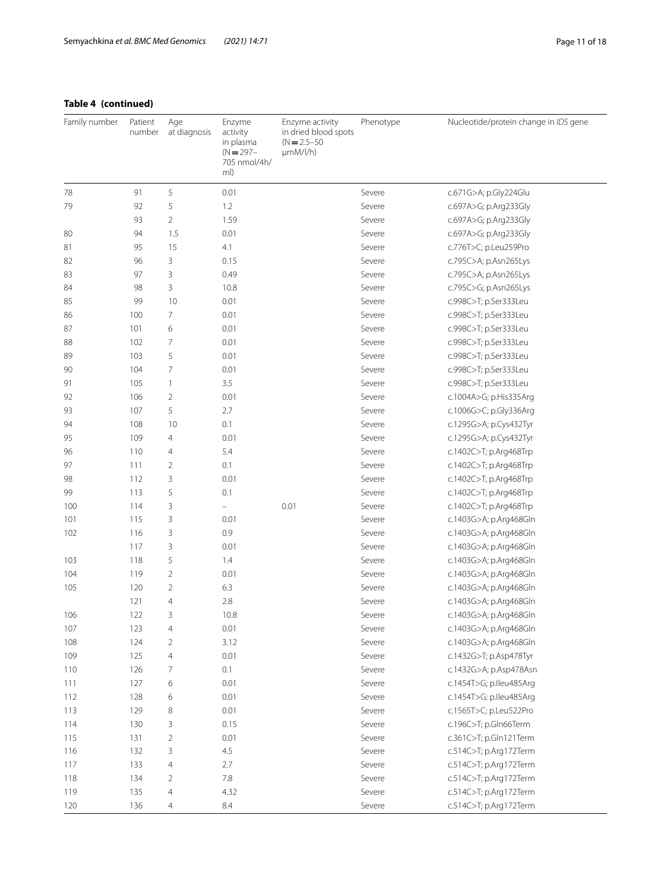**Table 4 (continued)**

| Family number | Patient number | Age at diagnosis | Enzyme activity in plasma (N = 297–705 nmol/4h/ml) | Enzyme activity in dried blood spots (N = 2.5–50 μmM/l/h) | Phenotype | Nucleotide/protein change in *IDS* gene |
|---|---|---|---|---|---|---|
| 78 | 91 | 5 | 0.01 | | Severe | c.671G>A; p.Gly224Glu |
| 79 | 92 | 5 | 1.2 | | Severe | c.697A>G; p.Arg233Gly |
| | 93 | 2 | 1.59 | | Severe | c.697A>G; p.Arg233Gly |
| 80 | 94 | 1.5 | 0.01 | | Severe | c.697A>G; p.Arg233Gly |
| 81 | 95 | 15 | 4.1 | | Severe | c.776T>C; p.Leu259Pro |
| 82 | 96 | 3 | 0.15 | | Severe | c.795C>A; p.Asn265Lys |
| 83 | 97 | 3 | 0.49 | | Severe | c.795C>A; p.Asn265Lys |
| 84 | 98 | 3 | 10.8 | | Severe | c.795C>G; p.Asn265Lys |
| 85 | 99 | 10 | 0.01 | | Severe | c.998C>T; p.Ser333Leu |
| 86 | 100 | 7 | 0.01 | | Severe | c.998C>T; p.Ser333Leu |
| 87 | 101 | 6 | 0.01 | | Severe | c.998C>T; p.Ser333Leu |
| 88 | 102 | 7 | 0.01 | | Severe | c.998C>T; p.Ser333Leu |
| 89 | 103 | 5 | 0.01 | | Severe | c.998C>T; p.Ser333Leu |
| 90 | 104 | 7 | 0.01 | | Severe | c.998C>T; p.Ser333Leu |
| 91 | 105 | 1 | 3.5 | | Severe | c.998C>T; p.Ser333Leu |
| 92 | 106 | 2 | 0.01 | | Severe | c.1004A>G; p.His335Arg |
| 93 | 107 | 5 | 2.7 | | Severe | c.1006G>C; p.Gly336Arg |
| 94 | 108 | 10 | 0.1 | | Severe | c.1295G>A; p.Cys432Tyr |
| 95 | 109 | 4 | 0.01 | | Severe | c.1295G>A; p.Cys432Tyr |
| 96 | 110 | 4 | 5.4 | | Severe | c.1402C>T; p.Arg468Trp |
| 97 | 111 | 2 | 0.1 | | Severe | c.1402C>T; p.Arg468Trp |
| 98 | 112 | 3 | 0.01 | | Severe | c.1402C>T; p.Arg468Trp |
| 99 | 113 | 5 | 0.1 | | Severe | c.1402C>T; p.Arg468Trp |
| 100 | 114 | 3 | – | 0.01 | Severe | c.1402C>T; p.Arg468Trp |
| 101 | 115 | 3 | 0.01 | | Severe | c.1403G>A; p.Arg468Gln |
| 102 | 116 | 3 | 0.9 | | Severe | c.1403G>A; p.Arg468Gln |
| | 117 | 3 | 0.01 | | Severe | c.1403G>A; p.Arg468Gln |
| 103 | 118 | 5 | 1.4 | | Severe | c.1403G>A; p.Arg468Gln |
| 104 | 119 | 2 | 0.01 | | Severe | c.1403G>A; p.Arg468Gln |
| 105 | 120 | 2 | 6.3 | | Severe | c.1403G>A; p.Arg468Gln |
| | 121 | 4 | 2.8 | | Severe | c.1403G>A; p.Arg468Gln |
| 106 | 122 | 3 | 10.8 | | Severe | c.1403G>A; p.Arg468Gln |
| 107 | 123 | 4 | 0.01 | | Severe | c.1403G>A; p.Arg468Gln |
| 108 | 124 | 2 | 3.12 | | Severe | c.1403G>A; p.Arg468Gln |
| 109 | 125 | 4 | 0.01 | | Severe | c.1432G>T; p.Asp478Tyr |
| 110 | 126 | 7 | 0.1 | | Severe | c.1432G>A; p.Asp478Asn |
| 111 | 127 | 6 | 0.01 | | Severe | c.1454T>G; p.Ileu485Arg |
| 112 | 128 | 6 | 0.01 | | Severe | c.1454T>G; p.Ileu485Arg |
| 113 | 129 | 8 | 0.01 | | Severe | c.1565T>C; p.Leu522Pro |
| 114 | 130 | 3 | 0.15 | | Severe | c.196C>T; p.Gln66Term |
| 115 | 131 | 2 | 0.01 | | Severe | c.361C>T; p.Gln121Term |
| 116 | 132 | 3 | 4.5 | | Severe | c.514C>T; p.Arg172Term |
| 117 | 133 | 4 | 2.7 | | Severe | c.514C>T; p.Arg172Term |
| 118 | 134 | 2 | 7.8 | | Severe | c.514C>T; p.Arg172Term |
| 119 | 135 | 4 | 4.32 | | Severe | c.514C>T; p.Arg172Term |
| 120 | 136 | 4 | 8.4 | | Severe | c.514C>T; p.Arg172Term |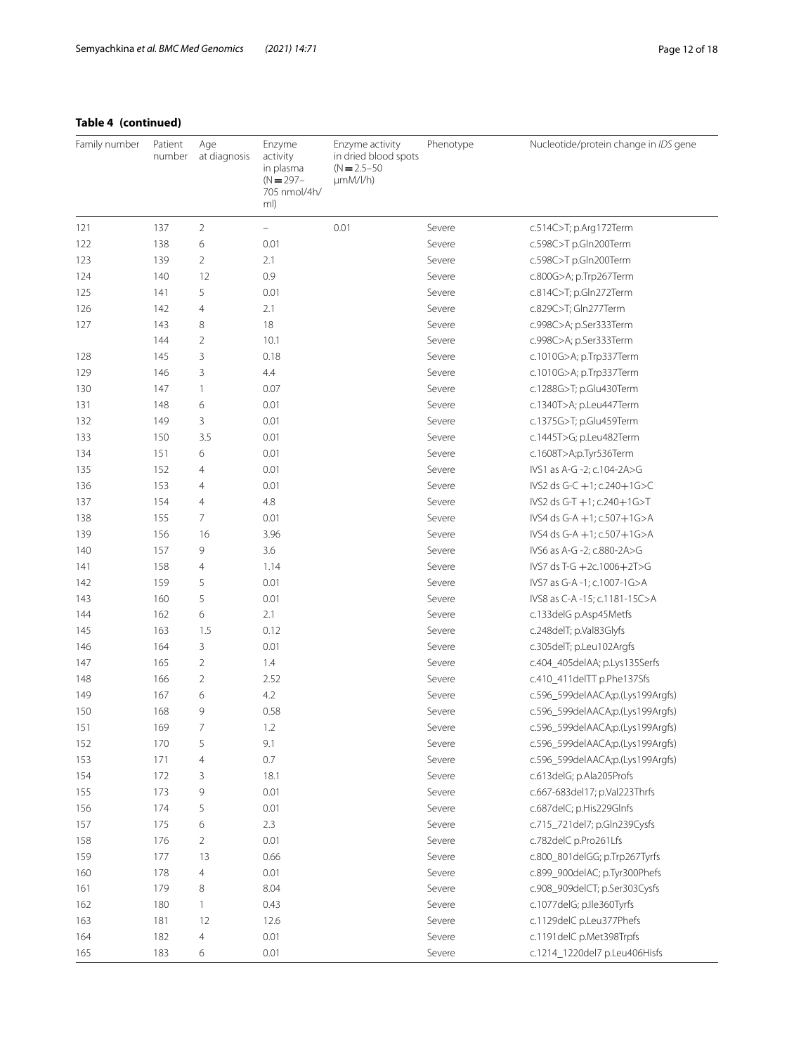**Table 4 (continued)**

| Family number | Patient number | Age at diagnosis | Enzyme activity in plasma (N = 297–705 nmol/4h/ml) | Enzyme activity in dried blood spots (N = 2.5–50 µmM/l/h) | Phenotype | Nucleotide/protein change in *IDS* gene |
|---|---|---|---|---|---|---|
| 121 | 137 | 2 | – | 0.01 | Severe | c.514C>T; p.Arg172Term |
| 122 | 138 | 6 | 0.01 | | Severe | c.598C>T p.Gln200Term |
| 123 | 139 | 2 | 2.1 | | Severe | c.598C>T p.Gln200Term |
| 124 | 140 | 12 | 0.9 | | Severe | c.800G>A; p.Trp267Term |
| 125 | 141 | 5 | 0.01 | | Severe | c.814C>T; p.Gln272Term |
| 126 | 142 | 4 | 2.1 | | Severe | c.829C>T; Gln277Term |
| 127 | 143 | 8 | 18 | | Severe | c.998C>A; p.Ser333Term |
| | 144 | 2 | 10.1 | | Severe | c.998C>A; p.Ser333Term |
| 128 | 145 | 3 | 0.18 | | Severe | c.1010G>A; p.Trp337Term |
| 129 | 146 | 3 | 4.4 | | Severe | c.1010G>A; p.Trp337Term |
| 130 | 147 | 1 | 0.07 | | Severe | c.1288G>T; p.Glu430Term |
| 131 | 148 | 6 | 0.01 | | Severe | c.1340T>A; p.Leu447Term |
| 132 | 149 | 3 | 0.01 | | Severe | c.1375G>T; p.Glu459Term |
| 133 | 150 | 3.5 | 0.01 | | Severe | c.1445T>G; p.Leu482Term |
| 134 | 151 | 6 | 0.01 | | Severe | c.1608T>A;p.Tyr536Term |
| 135 | 152 | 4 | 0.01 | | Severe | IVS1 as A-G -2; c.104-2A>G |
| 136 | 153 | 4 | 0.01 | | Severe | IVS2 ds G-C +1; c.240+1G>C |
| 137 | 154 | 4 | 4.8 | | Severe | IVS2 ds G-T +1; c.240+1G>T |
| 138 | 155 | 7 | 0.01 | | Severe | IVS4 ds G-A +1; c.507+1G>A |
| 139 | 156 | 16 | 3.96 | | Severe | IVS4 ds G-A +1; c.507+1G>A |
| 140 | 157 | 9 | 3.6 | | Severe | IVS6 as A-G -2; c.880-2A>G |
| 141 | 158 | 4 | 1.14 | | Severe | IVS7 ds T-G +2c.1006+2T>G |
| 142 | 159 | 5 | 0.01 | | Severe | IVS7 as G-A -1; c.1007-1G>A |
| 143 | 160 | 5 | 0.01 | | Severe | IVS8 as C-A -15; c.1181-15C>A |
| 144 | 162 | 6 | 2.1 | | Severe | c.133delG p.Asp45Metfs |
| 145 | 163 | 1.5 | 0.12 | | Severe | c.248delT; p.Val83Glyfs |
| 146 | 164 | 3 | 0.01 | | Severe | c.305delT; p.Leu102Argfs |
| 147 | 165 | 2 | 1.4 | | Severe | c.404_405delAA; p.Lys135Serfs |
| 148 | 166 | 2 | 2.52 | | Severe | c.410_411delTT p.Phe137Sfs |
| 149 | 167 | 6 | 4.2 | | Severe | c.596_599delAACA;p.(Lys199Argfs) |
| 150 | 168 | 9 | 0.58 | | Severe | c.596_599delAACA;p.(Lys199Argfs) |
| 151 | 169 | 7 | 1.2 | | Severe | c.596_599delAACA;p.(Lys199Argfs) |
| 152 | 170 | 5 | 9.1 | | Severe | c.596_599delAACA;p.(Lys199Argfs) |
| 153 | 171 | 4 | 0.7 | | Severe | c.596_599delAACA;p.(Lys199Argfs) |
| 154 | 172 | 3 | 18.1 | | Severe | c.613delG; p.Ala205Profs |
| 155 | 173 | 9 | 0.01 | | Severe | c.667-683del17; p.Val223Thrfs |
| 156 | 174 | 5 | 0.01 | | Severe | c.687delC; p.His229Glnfs |
| 157 | 175 | 6 | 2.3 | | Severe | c.715_721del7; p.Gln239Cysfs |
| 158 | 176 | 2 | 0.01 | | Severe | c.782delC p.Pro261Lfs |
| 159 | 177 | 13 | 0.66 | | Severe | c.800_801delGG; p.Trp267Tyrfs |
| 160 | 178 | 4 | 0.01 | | Severe | c.899_900delAC; p.Tyr300Phefs |
| 161 | 179 | 8 | 8.04 | | Severe | c.908_909delCT; p.Ser303Cysfs |
| 162 | 180 | 1 | 0.43 | | Severe | c.1077delG; p.Ile360Tyrfs |
| 163 | 181 | 12 | 12.6 | | Severe | c.1129delC p.Leu377Phefs |
| 164 | 182 | 4 | 0.01 | | Severe | c.1191delC p.Met398Trpfs |
| 165 | 183 | 6 | 0.01 | | Severe | c.1214_1220del7 p.Leu406Hisfs |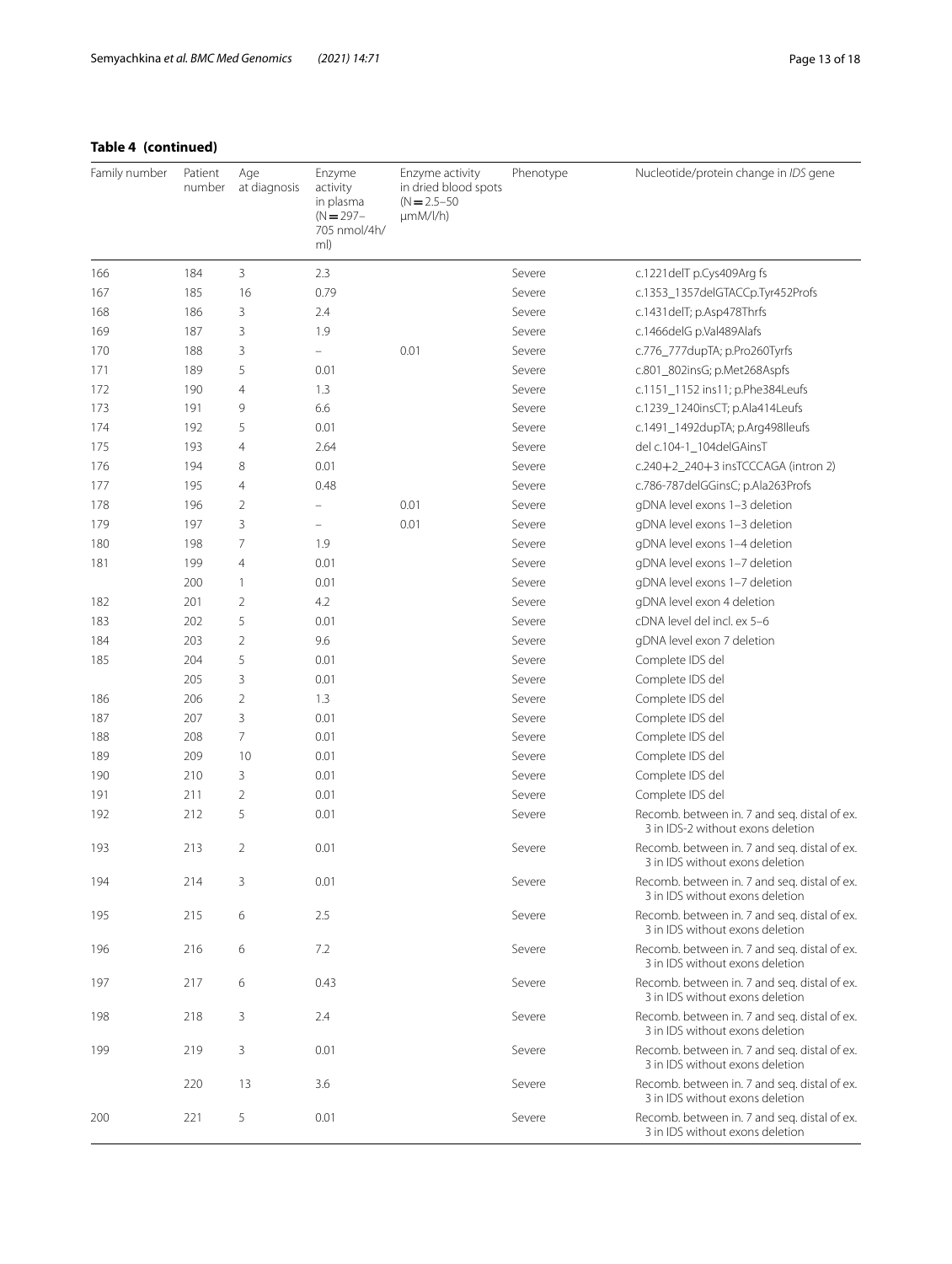**Table 4 (continued)**

| Family number | Patient number | Age at diagnosis | Enzyme activity in plasma (N = 297–705 nmol/4h/ml) | Enzyme activity in dried blood spots (N = 2.5–50 μmM/l/h) | Phenotype | Nucleotide/protein change in *IDS* gene |
|---|---|---|---|---|---|---|
| 166 | 184 | 3 | 2.3 | | Severe | c.1221delT p.Cys409Arg fs |
| 167 | 185 | 16 | 0.79 | | Severe | c.1353_1357delGTACCp.Tyr452Profs |
| 168 | 186 | 3 | 2.4 | | Severe | c.1431delT; p.Asp478Thrfs |
| 169 | 187 | 3 | 1.9 | | Severe | c.1466delG p.Val489Alafs |
| 170 | 188 | 3 | – | 0.01 | Severe | c.776_777dupTA; p.Pro260Tyrfs |
| 171 | 189 | 5 | 0.01 | | Severe | c.801_802insG; p.Met268Aspfs |
| 172 | 190 | 4 | 1.3 | | Severe | c.1151_1152 ins11; p.Phe384Leufs |
| 173 | 191 | 9 | 6.6 | | Severe | c.1239_1240insCT; p.Ala414Leufs |
| 174 | 192 | 5 | 0.01 | | Severe | c.1491_1492dupTA; p.Arg498Ileufs |
| 175 | 193 | 4 | 2.64 | | Severe | del c.104-1_104delGAinsT |
| 176 | 194 | 8 | 0.01 | | Severe | c.240+2_240+3 insTCCCAGA (intron 2) |
| 177 | 195 | 4 | 0.48 | | Severe | c.786-787delGGinsC; p.Ala263Profs |
| 178 | 196 | 2 | – | 0.01 | Severe | gDNA level exons 1–3 deletion |
| 179 | 197 | 3 | – | 0.01 | Severe | gDNA level exons 1–3 deletion |
| 180 | 198 | 7 | 1.9 | | Severe | gDNA level exons 1–4 deletion |
| 181 | 199 | 4 | 0.01 | | Severe | gDNA level exons 1–7 deletion |
| | 200 | 1 | 0.01 | | Severe | gDNA level exons 1–7 deletion |
| 182 | 201 | 2 | 4.2 | | Severe | gDNA level exon 4 deletion |
| 183 | 202 | 5 | 0.01 | | Severe | cDNA level del incl. ex 5–6 |
| 184 | 203 | 2 | 9.6 | | Severe | gDNA level exon 7 deletion |
| 185 | 204 | 5 | 0.01 | | Severe | Complete IDS del |
| | 205 | 3 | 0.01 | | Severe | Complete IDS del |
| 186 | 206 | 2 | 1.3 | | Severe | Complete IDS del |
| 187 | 207 | 3 | 0.01 | | Severe | Complete IDS del |
| 188 | 208 | 7 | 0.01 | | Severe | Complete IDS del |
| 189 | 209 | 10 | 0.01 | | Severe | Complete IDS del |
| 190 | 210 | 3 | 0.01 | | Severe | Complete IDS del |
| 191 | 211 | 2 | 0.01 | | Severe | Complete IDS del |
| 192 | 212 | 5 | 0.01 | | Severe | Recomb. between in. 7 and seq. distal of ex. 3 in IDS-2 without exons deletion |
| 193 | 213 | 2 | 0.01 | | Severe | Recomb. between in. 7 and seq. distal of ex. 3 in IDS without exons deletion |
| 194 | 214 | 3 | 0.01 | | Severe | Recomb. between in. 7 and seq. distal of ex. 3 in IDS without exons deletion |
| 195 | 215 | 6 | 2.5 | | Severe | Recomb. between in. 7 and seq. distal of ex. 3 in IDS without exons deletion |
| 196 | 216 | 6 | 7.2 | | Severe | Recomb. between in. 7 and seq. distal of ex. 3 in IDS without exons deletion |
| 197 | 217 | 6 | 0.43 | | Severe | Recomb. between in. 7 and seq. distal of ex. 3 in IDS without exons deletion |
| 198 | 218 | 3 | 2.4 | | Severe | Recomb. between in. 7 and seq. distal of ex. 3 in IDS without exons deletion |
| 199 | 219 | 3 | 0.01 | | Severe | Recomb. between in. 7 and seq. distal of ex. 3 in IDS without exons deletion |
| | 220 | 13 | 3.6 | | Severe | Recomb. between in. 7 and seq. distal of ex. 3 in IDS without exons deletion |
| 200 | 221 | 5 | 0.01 | | Severe | Recomb. between in. 7 and seq. distal of ex. 3 in IDS without exons deletion |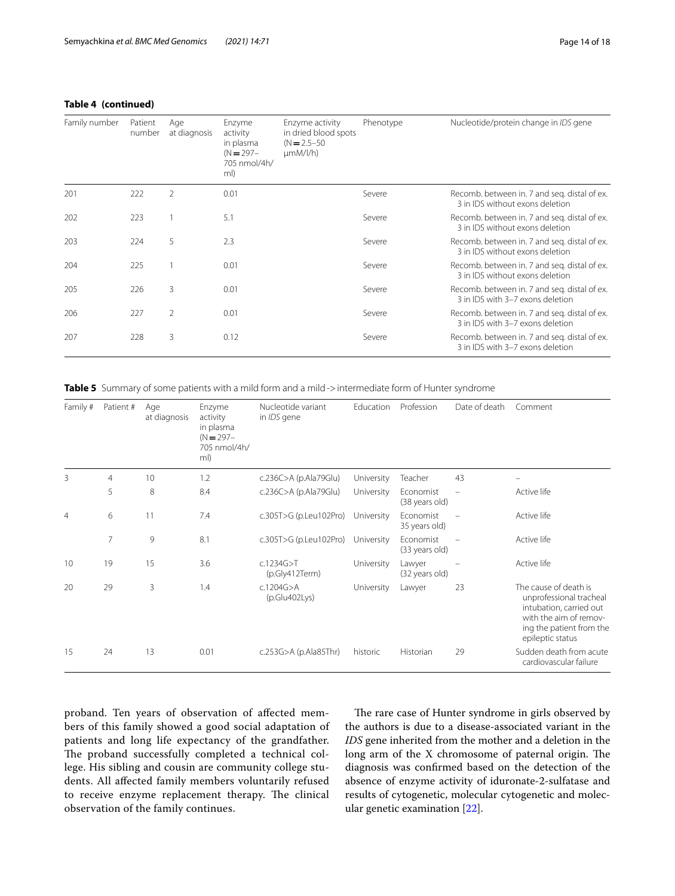**Table 4 (continued)**

| Family number | Patient number | Age at diagnosis | Enzyme activity in plasma (N = 297–705 nmol/4h/ml) | Enzyme activity in dried blood spots (N = 2.5–50 μmM/l/h) | Phenotype | Nucleotide/protein change in *IDS* gene |
|---|---|---|---|---|---|---|
| 201 | 222 | 2 | 0.01 | | Severe | Recomb. between in. 7 and seq. distal of ex. 3 in IDS without exons deletion |
| 202 | 223 | 1 | 5.1 | | Severe | Recomb. between in. 7 and seq. distal of ex. 3 in IDS without exons deletion |
| 203 | 224 | 5 | 2.3 | | Severe | Recomb. between in. 7 and seq. distal of ex. 3 in IDS without exons deletion |
| 204 | 225 | 1 | 0.01 | | Severe | Recomb. between in. 7 and seq. distal of ex. 3 in IDS without exons deletion |
| 205 | 226 | 3 | 0.01 | | Severe | Recomb. between in. 7 and seq. distal of ex. 3 in IDS with 3–7 exons deletion |
| 206 | 227 | 2 | 0.01 | | Severe | Recomb. between in. 7 and seq. distal of ex. 3 in IDS with 3–7 exons deletion |
| 207 | 228 | 3 | 0.12 | | Severe | Recomb. between in. 7 and seq. distal of ex. 3 in IDS with 3–7 exons deletion |

**Table 5** Summary of some patients with a mild form and a mild->intermediate form of Hunter syndrome

| Family # | Patient # | Age at diagnosis | Enzyme activity in plasma (N = 297–705 nmol/4h/ml) | Nucleotide variant in *IDS* gene | Education | Profession | Date of death | Comment |
|---|---|---|---|---|---|---|---|---|
| 3 | 4 | 10 | 1.2 | c.236C>A (p.Ala79Glu) | University | Teacher | 43 | – |
| | 5 | 8 | 8.4 | c.236C>A (p.Ala79Glu) | University | Economist (38 years old) | – | Active life |
| 4 | 6 | 11 | 7.4 | c.305T>G (p.Leu102Pro) | University | Economist 35 years old) | – | Active life |
| | 7 | 9 | 8.1 | c.305T>G (p.Leu102Pro) | University | Economist (33 years old) | – | Active life |
| 10 | 19 | 15 | 3.6 | c.1234G>T (p.Gly412Term) | University | Lawyer (32 years old) | – | Active life |
| 20 | 29 | 3 | 1.4 | c.1204G>A (p.Glu402Lys) | University | Lawyer | 23 | The cause of death is unprofessional tracheal intubation, carried out with the aim of removing the patient from the epileptic status |
| 15 | 24 | 13 | 0.01 | c.253G>A (p.Ala85Thr) | historic | Historian | 29 | Sudden death from acute cardiovascular failure |

proband. Ten years of observation of affected members of this family showed a good social adaptation of patients and long life expectancy of the grandfather. The proband successfully completed a technical college. His sibling and cousin are community college students. All affected family members voluntarily refused to receive enzyme replacement therapy. The clinical observation of the family continues.

The rare case of Hunter syndrome in girls observed by the authors is due to a disease-associated variant in the *IDS* gene inherited from the mother and a deletion in the long arm of the X chromosome of paternal origin. The diagnosis was confirmed based on the detection of the absence of enzyme activity of iduronate-2-sulfatase and results of cytogenetic, molecular cytogenetic and molecular genetic examination [22].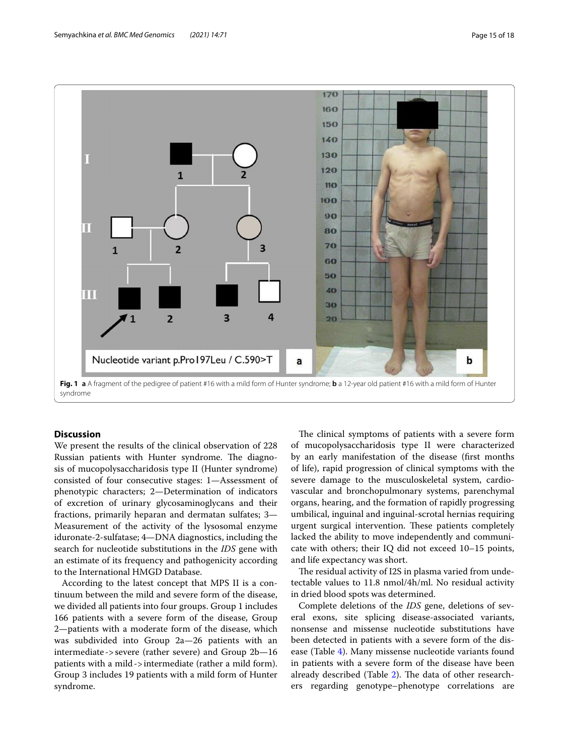**Fig. 1** **a** A fragment of the pedigree of patient #16 with a mild form of Hunter syndrome; **b** a 12-year old patient #16 with a mild form of Hunter syndrome

## Discussion

We present the results of the clinical observation of 228 Russian patients with Hunter syndrome. The diagnosis of mucopolysaccharidosis type II (Hunter syndrome) consisted of four consecutive stages: 1—Assessment of phenotypic characters; 2—Determination of indicators of excretion of urinary glycosaminoglycans and their fractions, primarily heparan and dermatan sulfates; 3—Measurement of the activity of the lysosomal enzyme iduronate-2-sulfatase; 4—DNA diagnostics, including the search for nucleotide substitutions in the *IDS* gene with an estimate of its frequency and pathogenicity according to the International HMGD Database.

According to the latest concept that MPS II is a continuum between the mild and severe form of the disease, we divided all patients into four groups. Group 1 includes 166 patients with a severe form of the disease, Group 2—patients with a moderate form of the disease, which was subdivided into Group 2a—26 patients with an intermediate -> severe (rather severe) and Group 2b—16 patients with a mild -> intermediate (rather a mild form). Group 3 includes 19 patients with a mild form of Hunter syndrome.

The clinical symptoms of patients with a severe form of mucopolysaccharidosis type II were characterized by an early manifestation of the disease (first months of life), rapid progression of clinical symptoms with the severe damage to the musculoskeletal system, cardiovascular and bronchopulmonary systems, parenchymal organs, hearing, and the formation of rapidly progressing umbilical, inguinal and inguinal-scrotal hernias requiring urgent surgical intervention. These patients completely lacked the ability to move independently and communicate with others; their IQ did not exceed 10–15 points, and life expectancy was short.

The residual activity of I2S in plasma varied from undetectable values to 11.8 nmol/4h/ml. No residual activity in dried blood spots was determined.

Complete deletions of the *IDS* gene, deletions of several exons, site splicing disease-associated variants, nonsense and missense nucleotide substitutions have been detected in patients with a severe form of the disease (Table 4). Many missense nucleotide variants found in patients with a severe form of the disease have been already described (Table 2). The data of other researchers regarding genotype–phenotype correlations are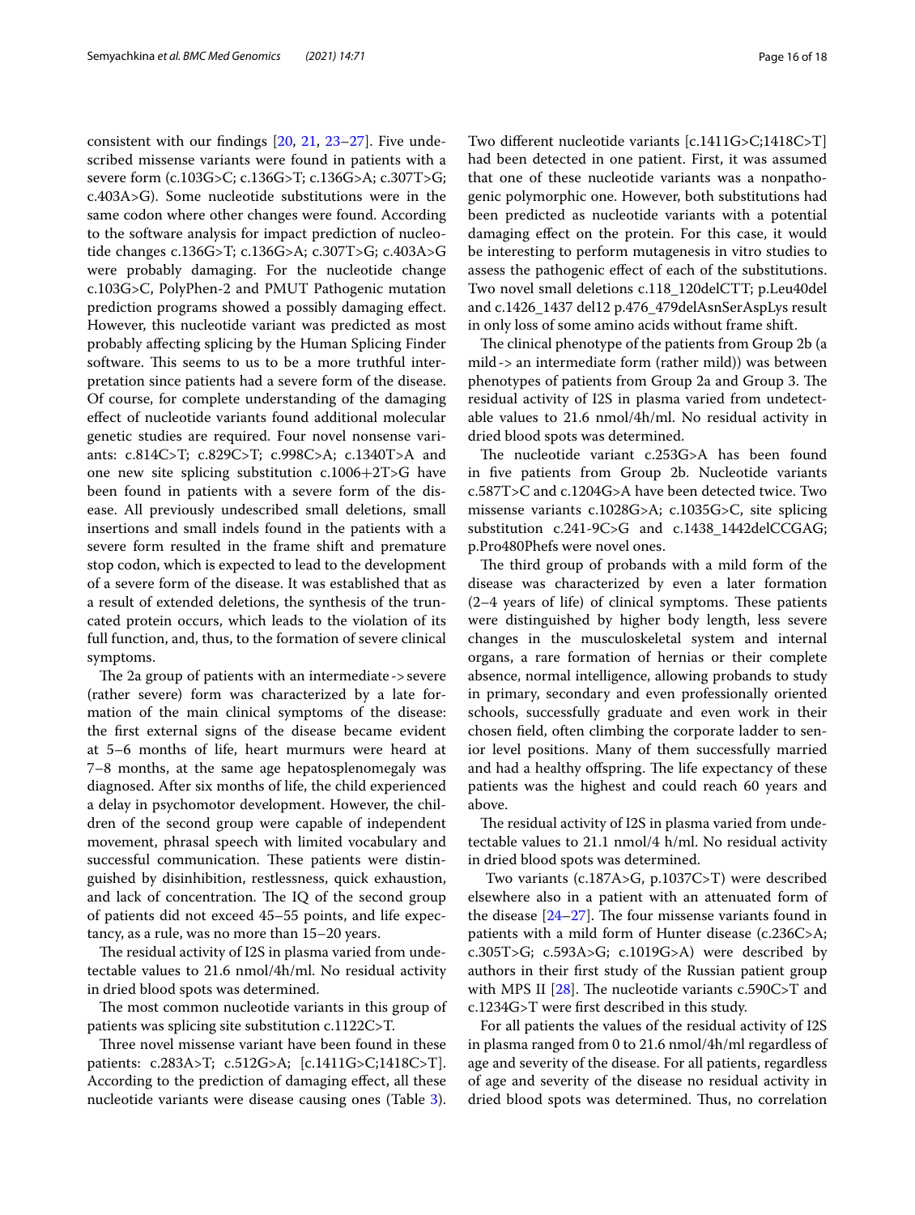consistent with our findings [20, 21, 23–27]. Five undescribed missense variants were found in patients with a severe form (c.103G>C; c.136G>T; c.136G>A; c.307T>G; c.403A>G). Some nucleotide substitutions were in the same codon where other changes were found. According to the software analysis for impact prediction of nucleotide changes c.136G>T; c.136G>A; c.307T>G; c.403A>G were probably damaging. For the nucleotide change c.103G>C, PolyPhen-2 and PMUT Pathogenic mutation prediction programs showed a possibly damaging effect. However, this nucleotide variant was predicted as most probably affecting splicing by the Human Splicing Finder software. This seems to us to be a more truthful interpretation since patients had a severe form of the disease. Of course, for complete understanding of the damaging effect of nucleotide variants found additional molecular genetic studies are required. Four novel nonsense variants: c.814C>T; c.829C>T; c.998C>A; c.1340T>A and one new site splicing substitution c.1006+2T>G have been found in patients with a severe form of the disease. All previously undescribed small deletions, small insertions and small indels found in the patients with a severe form resulted in the frame shift and premature stop codon, which is expected to lead to the development of a severe form of the disease. It was established that as a result of extended deletions, the synthesis of the truncated protein occurs, which leads to the violation of its full function, and, thus, to the formation of severe clinical symptoms.

The 2a group of patients with an intermediate -> severe (rather severe) form was characterized by a late formation of the main clinical symptoms of the disease: the first external signs of the disease became evident at 5–6 months of life, heart murmurs were heard at 7–8 months, at the same age hepatosplenomegaly was diagnosed. After six months of life, the child experienced a delay in psychomotor development. However, the children of the second group were capable of independent movement, phrasal speech with limited vocabulary and successful communication. These patients were distinguished by disinhibition, restlessness, quick exhaustion, and lack of concentration. The IQ of the second group of patients did not exceed 45–55 points, and life expectancy, as a rule, was no more than 15–20 years.

The residual activity of I2S in plasma varied from undetectable values to 21.6 nmol/4h/ml. No residual activity in dried blood spots was determined.

The most common nucleotide variants in this group of patients was splicing site substitution c.1122C>T.

Three novel missense variant have been found in these patients: c.283A>T; c.512G>A; [c.1411G>C;1418C>T]. According to the prediction of damaging effect, all these nucleotide variants were disease causing ones (Table 3). Two different nucleotide variants [c.1411G>C;1418C>T] had been detected in one patient. First, it was assumed that one of these nucleotide variants was a nonpathogenic polymorphic one. However, both substitutions had been predicted as nucleotide variants with a potential damaging effect on the protein. For this case, it would be interesting to perform mutagenesis in vitro studies to assess the pathogenic effect of each of the substitutions. Two novel small deletions c.118_120delCTT; p.Leu40del and c.1426_1437 del12 p.476_479delAsnSerAspLys result in only loss of some amino acids without frame shift.

The clinical phenotype of the patients from Group 2b (a mild -> an intermediate form (rather mild)) was between phenotypes of patients from Group 2a and Group 3. The residual activity of I2S in plasma varied from undetectable values to 21.6 nmol/4h/ml. No residual activity in dried blood spots was determined.

The nucleotide variant c.253G>A has been found in five patients from Group 2b. Nucleotide variants c.587T>C and c.1204G>A have been detected twice. Two missense variants c.1028G>A; c.1035G>C, site splicing substitution c.241-9C>G and c.1438_1442delCCGAG; p.Pro480Phefs were novel ones.

The third group of probands with a mild form of the disease was characterized by even a later formation (2–4 years of life) of clinical symptoms. These patients were distinguished by higher body length, less severe changes in the musculoskeletal system and internal organs, a rare formation of hernias or their complete absence, normal intelligence, allowing probands to study in primary, secondary and even professionally oriented schools, successfully graduate and even work in their chosen field, often climbing the corporate ladder to senior level positions. Many of them successfully married and had a healthy offspring. The life expectancy of these patients was the highest and could reach 60 years and above.

The residual activity of I2S in plasma varied from undetectable values to 21.1 nmol/4 h/ml. No residual activity in dried blood spots was determined.

Two variants (c.187A>G, p.1037C>T) were described elsewhere also in a patient with an attenuated form of the disease [24–27]. The four missense variants found in patients with a mild form of Hunter disease (c.236C>A; c.305T>G; c.593A>G; c.1019G>A) were described by authors in their first study of the Russian patient group with MPS II [28]. The nucleotide variants c.590C>T and c.1234G>T were first described in this study.

For all patients the values of the residual activity of I2S in plasma ranged from 0 to 21.6 nmol/4h/ml regardless of age and severity of the disease. For all patients, regardless of age and severity of the disease no residual activity in dried blood spots was determined. Thus, no correlation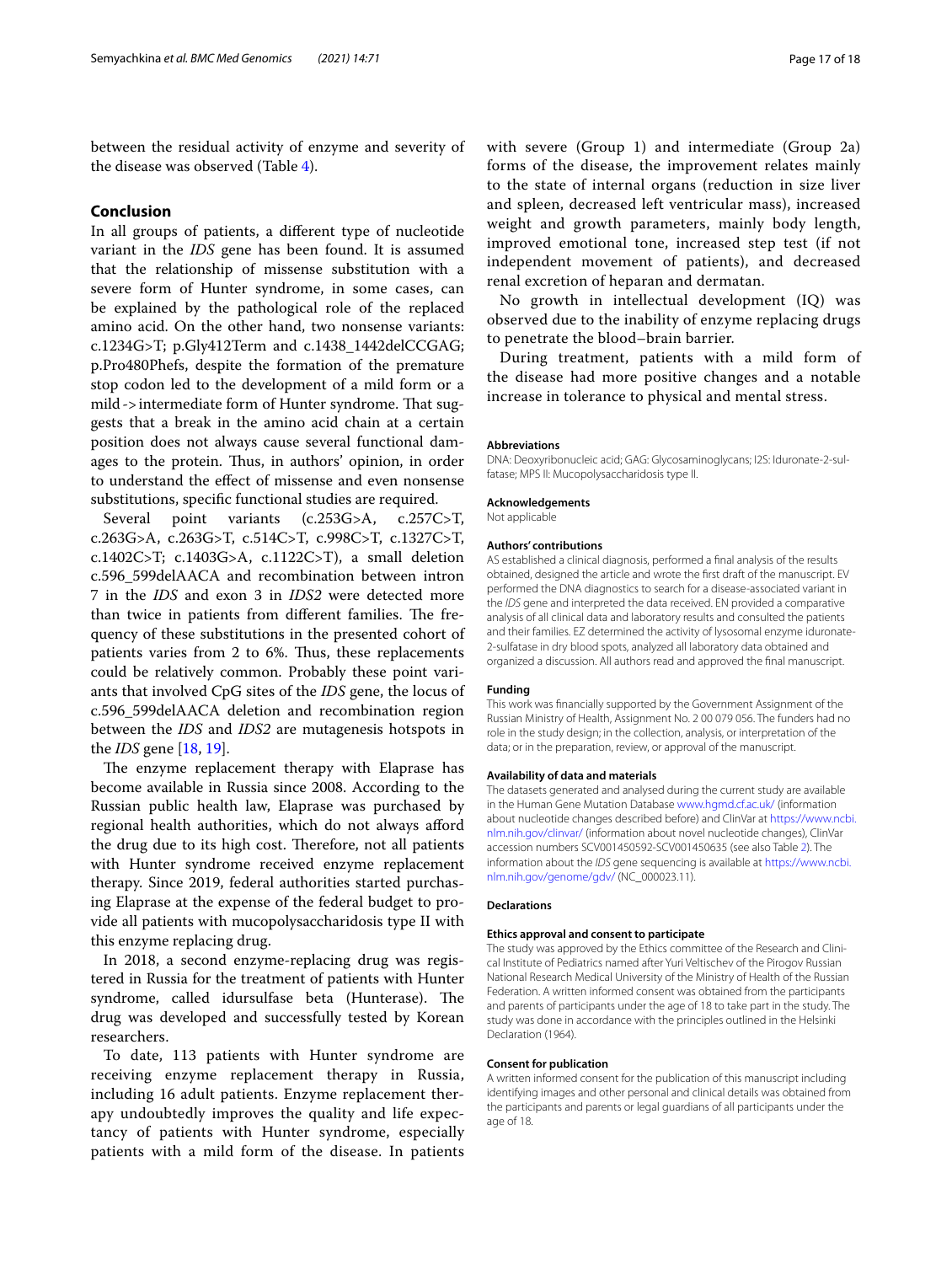between the residual activity of enzyme and severity of the disease was observed (Table 4).

## Conclusion

In all groups of patients, a different type of nucleotide variant in the *IDS* gene has been found. It is assumed that the relationship of missense substitution with a severe form of Hunter syndrome, in some cases, can be explained by the pathological role of the replaced amino acid. On the other hand, two nonsense variants: c.1234G>T; p.Gly412Term and c.1438_1442delCCGAG; p.Pro480Phefs, despite the formation of the premature stop codon led to the development of a mild form or a mild -> intermediate form of Hunter syndrome. That suggests that a break in the amino acid chain at a certain position does not always cause several functional damages to the protein. Thus, in authors' opinion, in order to understand the effect of missense and even nonsense substitutions, specific functional studies are required.

Several point variants (c.253G>A, c.257C>T, c.263G>A, c.263G>T, c.514C>T, c.998C>T, c.1327C>T, c.1402C>T; c.1403G>A, c.1122C>T), a small deletion c.596_599delAACA and recombination between intron 7 in the *IDS* and exon 3 in *IDS2* were detected more than twice in patients from different families. The frequency of these substitutions in the presented cohort of patients varies from 2 to 6%. Thus, these replacements could be relatively common. Probably these point variants that involved CpG sites of the *IDS* gene, the locus of c.596_599delAACA deletion and recombination region between the *IDS* and *IDS2* are mutagenesis hotspots in the *IDS* gene [18, 19].

The enzyme replacement therapy with Elaprase has become available in Russia since 2008. According to the Russian public health law, Elaprase was purchased by regional health authorities, which do not always afford the drug due to its high cost. Therefore, not all patients with Hunter syndrome received enzyme replacement therapy. Since 2019, federal authorities started purchasing Elaprase at the expense of the federal budget to provide all patients with mucopolysaccharidosis type II with this enzyme replacing drug.

In 2018, a second enzyme-replacing drug was registered in Russia for the treatment of patients with Hunter syndrome, called idursulfase beta (Hunterase). The drug was developed and successfully tested by Korean researchers.

To date, 113 patients with Hunter syndrome are receiving enzyme replacement therapy in Russia, including 16 adult patients. Enzyme replacement therapy undoubtedly improves the quality and life expectancy of patients with Hunter syndrome, especially patients with a mild form of the disease. In patients with severe (Group 1) and intermediate (Group 2a) forms of the disease, the improvement relates mainly to the state of internal organs (reduction in size liver and spleen, decreased left ventricular mass), increased weight and growth parameters, mainly body length, improved emotional tone, increased step test (if not independent movement of patients), and decreased renal excretion of heparan and dermatan.

No growth in intellectual development (IQ) was observed due to the inability of enzyme replacing drugs to penetrate the blood–brain barrier.

During treatment, patients with a mild form of the disease had more positive changes and a notable increase in tolerance to physical and mental stress.

#### Abbreviations

DNA: Deoxyribonucleic acid; GAG: Glycosaminoglycans; I2S: Iduronate-2-sulfatase; MPS II: Mucopolysaccharidosis type II.

#### Acknowledgements

Not applicable

#### Authors' contributions

AS established a clinical diagnosis, performed a final analysis of the results obtained, designed the article and wrote the first draft of the manuscript. EV performed the DNA diagnostics to search for a disease-associated variant in the *IDS* gene and interpreted the data received. EN provided a comparative analysis of all clinical data and laboratory results and consulted the patients and their families. EZ determined the activity of lysosomal enzyme iduronate-2-sulfatase in dry blood spots, analyzed all laboratory data obtained and organized a discussion. All authors read and approved the final manuscript.

#### Funding

This work was financially supported by the Government Assignment of the Russian Ministry of Health, Assignment No. 2 00 079 056. The funders had no role in the study design; in the collection, analysis, or interpretation of the data; or in the preparation, review, or approval of the manuscript.

#### Availability of data and materials

The datasets generated and analysed during the current study are available in the Human Gene Mutation Database www.hgmd.cf.ac.uk/ (information about nucleotide changes described before) and ClinVar at https://www.ncbi.nlm.nih.gov/clinvar/ (information about novel nucleotide changes), ClinVar accession numbers SCV001450592-SCV001450635 (see also Table 2). The information about the *IDS* gene sequencing is available at https://www.ncbi.nlm.nih.gov/genome/gdv/ (NC_000023.11).

#### Declarations

#### Ethics approval and consent to participate

The study was approved by the Ethics committee of the Research and Clinical Institute of Pediatrics named after Yuri Veltischev of the Pirogov Russian National Research Medical University of the Ministry of Health of the Russian Federation. A written informed consent was obtained from the participants and parents of participants under the age of 18 to take part in the study. The study was done in accordance with the principles outlined in the Helsinki Declaration (1964).

#### Consent for publication

A written informed consent for the publication of this manuscript including identifying images and other personal and clinical details was obtained from the participants and parents or legal guardians of all participants under the age of 18.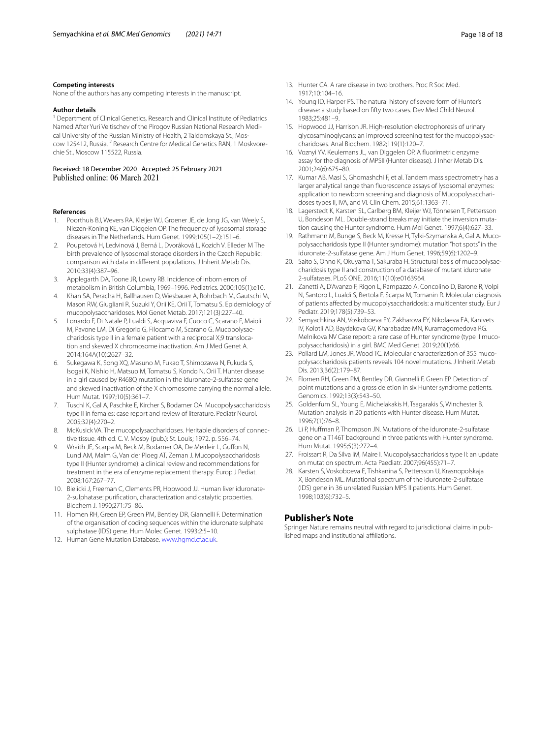### Competing interests

None of the authors has any competing interests in the manuscript.

### Author details

[1] Department of Clinical Genetics, Research and Clinical Institute of Pediatrics Named After Yuri Veltischev of the Pirogov Russian National Research Medical University of the Russian Ministry of Health, 2 Taldomskaya St., Moscow 125412, Russia. [2] Research Centre for Medical Genetics RAN, 1 Moskvorechie St., Moscow 115522, Russia.

Received: 18 December 2020 Accepted: 25 February 2021
Published online: 06 March 2021

### References

1. Poorthuis BJ, Wevers RA, Kleijer WJ, Groener JE, de Jong JG, van Weely S, Niezen-Koning KE, van Diggelen OP. The frequency of lysosomal storage diseases in The Netherlands. Hum Genet. 1999;105(1–2):151–6.
2. Poupetová H, Ledvinová J, Berná L, Dvoráková L, Kozich V. Elleder M The birth prevalence of lysosomal storage disorders in the Czech Republic: comparison with data in different populations. J Inherit Metab Dis. 2010;33(4):387–96.
3. Applegarth DA, Toone JR, Lowry RB. Incidence of inborn errors of metabolism in British Columbia, 1969–1996. Pediatrics. 2000;105(1):e10.
4. Khan SA, Peracha H, Ballhausen D, Wiesbauer A, Rohrbach M, Gautschi M, Mason RW, Giugliani R, Suzuki Y, Orii KE, Orii T, Tomatsu S. Epidemiology of mucopolysaccharidoses. Mol Genet Metab. 2017;121(3):227–40.
5. Lonardo F, Di Natale P, Lualdi S, Acquaviva F, Cuoco C, Scarano F, Maioli M, Pavone LM, Di Gregorio G, Filocamo M, Scarano G. Mucopolysaccharidosis type II in a female patient with a reciprocal X;9 translocation and skewed X chromosome inactivation. Am J Med Genet A. 2014;164A(10):2627–32.
6. Sukegawa K, Song XQ, Masuno M, Fukao T, Shimozawa N, Fukuda S, Isogai K, Nishio H, Matsuo M, Tomatsu S, Kondo N, Orii T. Hunter disease in a girl caused by R468Q mutation in the iduronate-2-sulfatase gene and skewed inactivation of the X chromosome carrying the normal allele. Hum Mutat. 1997;10(5):361–7.
7. Tuschl K, Gal A, Paschke E, Kircher S, Bodamer OA. Mucopolysaccharidosis type II in females: case report and review of literature. Pediatr Neurol. 2005;32(4):270–2.
8. McKusick VA. The mucopolysaccharidoses. Heritable disorders of connective tissue. 4th ed. C. V. Mosby (pub.): St. Louis; 1972. p. 556–74.
9. Wraith JE, Scarpa M, Beck M, Bodamer OA, De Meirleir L, Guffon N, Lund AM, Malm G, Van der Ploeg AT, Zeman J. Mucopolysaccharidosis type II (Hunter syndrome): a clinical review and recommendations for treatment in the era of enzyme replacement therapy. Europ J Pediat. 2008;167:267–77.
10. Bielicki J, Freeman C, Clements PR, Hopwood JJ. Human liver iduronate-2-sulphatase: purification, characterization and catalytic properties. Biochem J. 1990;271:75–86.
11. Flomen RH, Green EP, Green PM, Bentley DR, Giannelli F. Determination of the organisation of coding sequences within the iduronate sulphate sulphatase (IDS) gene. Hum Molec Genet. 1993;2:5–10.
12. Human Gene Mutation Database. www.hgmd.cf.ac.uk.
13. Hunter CA. A rare disease in two brothers. Proc R Soc Med. 1917;10:104–16.
14. Young ID, Harper PS. The natural history of severe form of Hunter's disease: a study based on fifty two cases. Dev Med Child Neurol. 1983;25:481–9.
15. Hopwood JJ, Harrison JR. High-resolution electrophoresis of urinary glycosaminoglycans: an improved screening test for the mucopolysaccharidoses. Anal Biochem. 1982;119(1):120–7.
16. Voznyi YV, Keulemans JL, van Diggelen OP. A fluorimetric enzyme assay for the diagnosis of MPSII (Hunter disease). J Inher Metab Dis. 2001;24(6):675–80.
17. Kumar AB, Masi S, Ghomashchi F, et al. Tandem mass spectrometry has a larger analytical range than fluorescence assays of lysosomal enzymes: application to newborn screening and diagnosis of Mucopolysaccharidoses types II, IVA, and VI. Clin Chem. 2015;61:1363–71.
18. Lagerstedt K, Karsten SL, Carlberg BM, Kleijer WJ, Tönnesen T, Pettersson U, Bondeson ML. Double-strand breaks may initiate the inversion mutation causing the Hunter syndrome. Hum Mol Genet. 1997;6(4):627–33.
19. Rathmann M, Bunge S, Beck M, Kresse H, Tylki-Szymanska A, Gal A. Mucopolysaccharidosis type II (Hunter syndrome): mutation "hot spots" in the iduronate-2-sulfatase gene. Am J Hum Genet. 1996;59(6):1202–9.
20. Saito S, Ohno K, Okuyama T, Sakuraba H. Structural basis of mucopolysaccharidosis type II and construction of a database of mutant iduronate 2-sulfatases. PLoS ONE. 2016;11(10):e0163964.
21. Zanetti A, D'Avanzo F, Rigon L, Rampazzo A, Concolino D, Barone R, Volpi N, Santoro L, Lualdi S, Bertola F, Scarpa M, Tomanin R. Molecular diagnosis of patients affected by mucopolysaccharidosis: a multicenter study. Eur J Pediatr. 2019;178(5):739–53.
22. Semyachkina AN, Voskoboeva EY, Zakharova EY, Nikolaeva EA, Kanivets IV, Kolotii AD, Baydakova GV, Kharabadze MN, Kuramagomedova RG. Melnikova NV Case report: a rare case of Hunter syndrome (type II mucopolysaccharidosis) in a girl. BMC Med Genet. 2019;20(1):66.
23. Pollard LM, Jones JR, Wood TC. Molecular characterization of 355 mucopolysaccharidosis patients reveals 104 novel mutations. J Inherit Metab Dis. 2013;36(2):179–87.
24. Flomen RH, Green PM, Bentley DR, Giannelli F, Green EP. Detection of point mutations and a gross deletion in six Hunter syndrome patients. Genomics. 1992;13(3):543–50.
25. Goldenfum SL, Young E, Michelakakis H, Tsagarakis S, Winchester B. Mutation analysis in 20 patients with Hunter disease. Hum Mutat. 1996;7(1):76–8.
26. Li P, Huffman P, Thompson JN. Mutations of the iduronate-2-sulfatase gene on a T146T background in three patients with Hunter syndrome. Hum Mutat. 1995;5(3):272–4.
27. Froissart R, Da Silva IM, Maire I. Mucopolysaccharidosis type II: an update on mutation spectrum. Acta Paediatr. 2007;96(455):71–7.
28. Karsten S, Voskoboeva E, Tishkanina S, Pettersson U, Krasnopolskaja X, Bondeson ML. Mutational spectrum of the iduronate-2-sulfatase (IDS) gene in 36 unrelated Russian MPS II patients. Hum Genet. 1998;103(6):732–5.

## Publisher's Note

Springer Nature remains neutral with regard to jurisdictional claims in published maps and institutional affiliations.